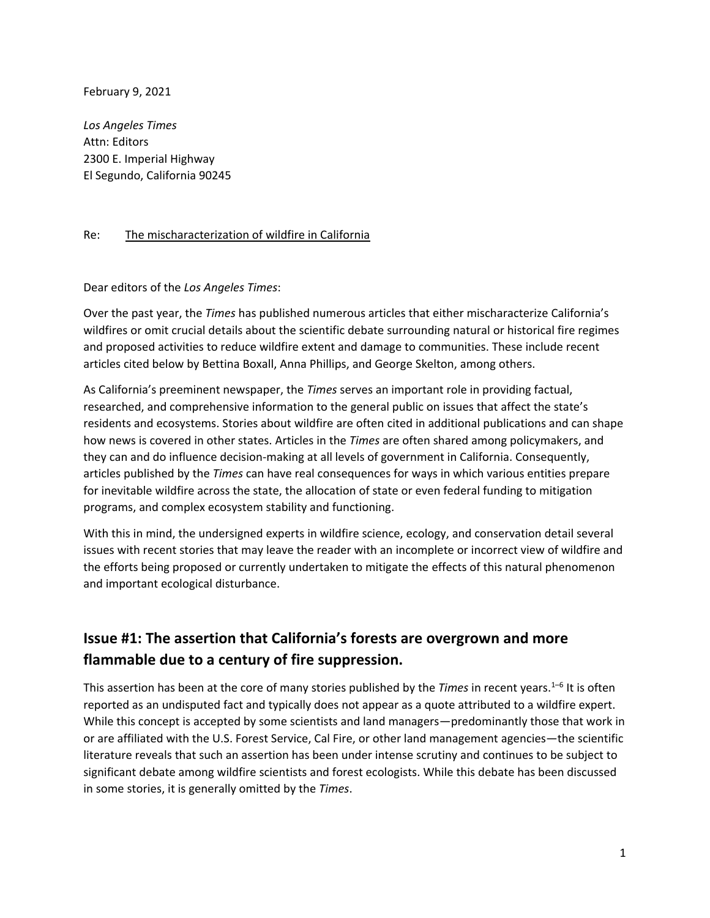February 9, 2021

*Los Angeles Times*
Attn: Editors
2300 E. Imperial Highway
El Segundo, California 90245

Re: The mischaracterization of wildfire in California

Dear editors of the *Los Angeles Times*:

Over the past year, the *Times* has published numerous articles that either mischaracterize California's wildfires or omit crucial details about the scientific debate surrounding natural or historical fire regimes and proposed activities to reduce wildfire extent and damage to communities. These include recent articles cited below by Bettina Boxall, Anna Phillips, and George Skelton, among others.

As California's preeminent newspaper, the *Times* serves an important role in providing factual, researched, and comprehensive information to the general public on issues that affect the state's residents and ecosystems. Stories about wildfire are often cited in additional publications and can shape how news is covered in other states. Articles in the *Times* are often shared among policymakers, and they can and do influence decision-making at all levels of government in California. Consequently, articles published by the *Times* can have real consequences for ways in which various entities prepare for inevitable wildfire across the state, the allocation of state or even federal funding to mitigation programs, and complex ecosystem stability and functioning.

With this in mind, the undersigned experts in wildfire science, ecology, and conservation detail several issues with recent stories that may leave the reader with an incomplete or incorrect view of wildfire and the efforts being proposed or currently undertaken to mitigate the effects of this natural phenomenon and important ecological disturbance.

## Issue #1: The assertion that California's forests are overgrown and more flammable due to a century of fire suppression.

This assertion has been at the core of many stories published by the *Times* in recent years.[1–6] It is often reported as an undisputed fact and typically does not appear as a quote attributed to a wildfire expert. While this concept is accepted by some scientists and land managers—predominantly those that work in or are affiliated with the U.S. Forest Service, Cal Fire, or other land management agencies—the scientific literature reveals that such an assertion has been under intense scrutiny and continues to be subject to significant debate among wildfire scientists and forest ecologists. While this debate has been discussed in some stories, it is generally omitted by the *Times*.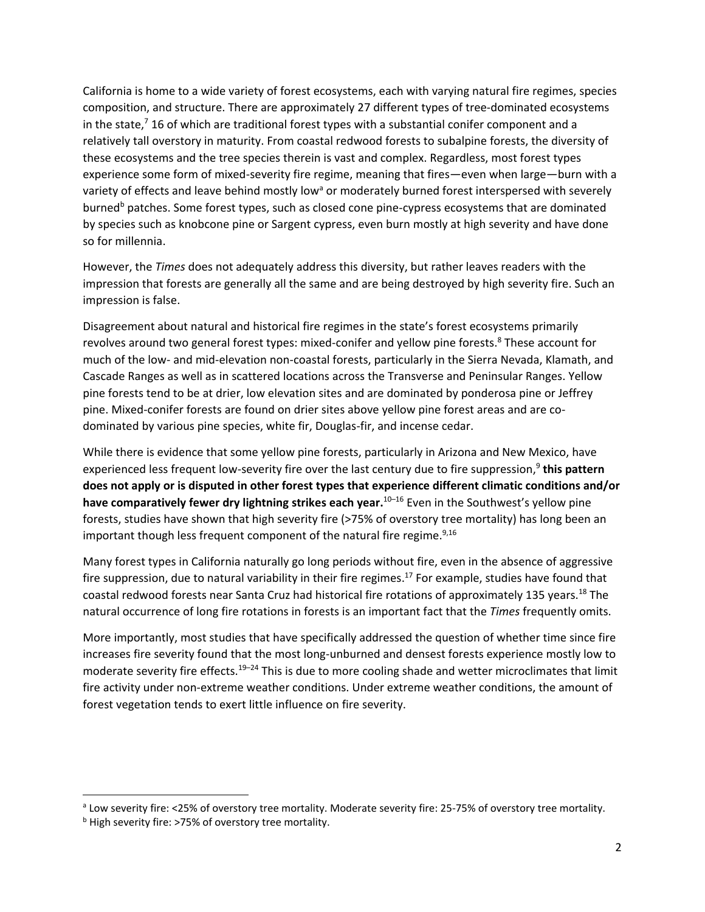California is home to a wide variety of forest ecosystems, each with varying natural fire regimes, species composition, and structure. There are approximately 27 different types of tree-dominated ecosystems in the state,[7] 16 of which are traditional forest types with a substantial conifer component and a relatively tall overstory in maturity. From coastal redwood forests to subalpine forests, the diversity of these ecosystems and the tree species therein is vast and complex. Regardless, most forest types experience some form of mixed-severity fire regime, meaning that fires—even when large—burn with a variety of effects and leave behind mostly low[a] or moderately burned forest interspersed with severely burned[b] patches. Some forest types, such as closed cone pine-cypress ecosystems that are dominated by species such as knobcone pine or Sargent cypress, even burn mostly at high severity and have done so for millennia.

However, the *Times* does not adequately address this diversity, but rather leaves readers with the impression that forests are generally all the same and are being destroyed by high severity fire. Such an impression is false.

Disagreement about natural and historical fire regimes in the state's forest ecosystems primarily revolves around two general forest types: mixed-conifer and yellow pine forests.[8] These account for much of the low- and mid-elevation non-coastal forests, particularly in the Sierra Nevada, Klamath, and Cascade Ranges as well as in scattered locations across the Transverse and Peninsular Ranges. Yellow pine forests tend to be at drier, low elevation sites and are dominated by ponderosa pine or Jeffrey pine. Mixed-conifer forests are found on drier sites above yellow pine forest areas and are co-dominated by various pine species, white fir, Douglas-fir, and incense cedar.

While there is evidence that some yellow pine forests, particularly in Arizona and New Mexico, have experienced less frequent low-severity fire over the last century due to fire suppression,[9] **this pattern does not apply or is disputed in other forest types that experience different climatic conditions and/or have comparatively fewer dry lightning strikes each year.**[10–16] Even in the Southwest's yellow pine forests, studies have shown that high severity fire (>75% of overstory tree mortality) has long been an important though less frequent component of the natural fire regime.[9,16]

Many forest types in California naturally go long periods without fire, even in the absence of aggressive fire suppression, due to natural variability in their fire regimes.[17] For example, studies have found that coastal redwood forests near Santa Cruz had historical fire rotations of approximately 135 years.[18] The natural occurrence of long fire rotations in forests is an important fact that the *Times* frequently omits.

More importantly, most studies that have specifically addressed the question of whether time since fire increases fire severity found that the most long-unburned and densest forests experience mostly low to moderate severity fire effects.[19–24] This is due to more cooling shade and wetter microclimates that limit fire activity under non-extreme weather conditions. Under extreme weather conditions, the amount of forest vegetation tends to exert little influence on fire severity.

---

[a] Low severity fire: <25% of overstory tree mortality. Moderate severity fire: 25-75% of overstory tree mortality.

[b] High severity fire: >75% of overstory tree mortality.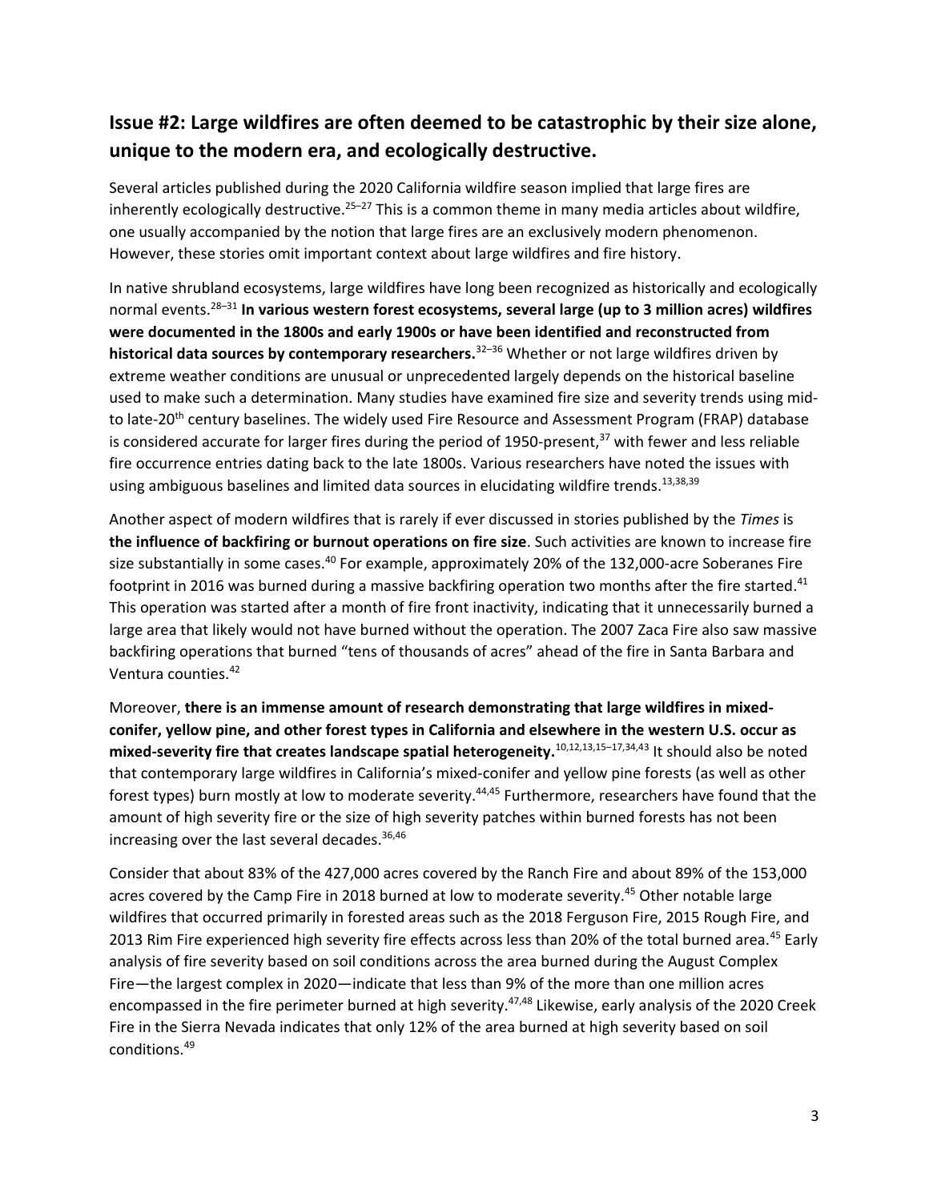## Issue #2: Large wildfires are often deemed to be catastrophic by their size alone, unique to the modern era, and ecologically destructive.

Several articles published during the 2020 California wildfire season implied that large fires are inherently ecologically destructive.[25–27] This is a common theme in many media articles about wildfire, one usually accompanied by the notion that large fires are an exclusively modern phenomenon. However, these stories omit important context about large wildfires and fire history.

In native shrubland ecosystems, large wildfires have long been recognized as historically and ecologically normal events.[28–31] **In various western forest ecosystems, several large (up to 3 million acres) wildfires were documented in the 1800s and early 1900s or have been identified and reconstructed from historical data sources by contemporary researchers.**[32–36] Whether or not large wildfires driven by extreme weather conditions are unusual or unprecedented largely depends on the historical baseline used to make such a determination. Many studies have examined fire size and severity trends using mid- to late-20th century baselines. The widely used Fire Resource and Assessment Program (FRAP) database is considered accurate for larger fires during the period of 1950-present,[37] with fewer and less reliable fire occurrence entries dating back to the late 1800s. Various researchers have noted the issues with using ambiguous baselines and limited data sources in elucidating wildfire trends.[13,38,39]

Another aspect of modern wildfires that is rarely if ever discussed in stories published by the *Times* is **the influence of backfiring or burnout operations on fire size**. Such activities are known to increase fire size substantially in some cases.[40] For example, approximately 20% of the 132,000-acre Soberanes Fire footprint in 2016 was burned during a massive backfiring operation two months after the fire started.[41] This operation was started after a month of fire front inactivity, indicating that it unnecessarily burned a large area that likely would not have burned without the operation. The 2007 Zaca Fire also saw massive backfiring operations that burned "tens of thousands of acres" ahead of the fire in Santa Barbara and Ventura counties.[42]

Moreover, **there is an immense amount of research demonstrating that large wildfires in mixed-conifer, yellow pine, and other forest types in California and elsewhere in the western U.S. occur as mixed-severity fire that creates landscape spatial heterogeneity.**[10,12,13,15–17,34,43] It should also be noted that contemporary large wildfires in California's mixed-conifer and yellow pine forests (as well as other forest types) burn mostly at low to moderate severity.[44,45] Furthermore, researchers have found that the amount of high severity fire or the size of high severity patches within burned forests has not been increasing over the last several decades.[36,46]

Consider that about 83% of the 427,000 acres covered by the Ranch Fire and about 89% of the 153,000 acres covered by the Camp Fire in 2018 burned at low to moderate severity.[45] Other notable large wildfires that occurred primarily in forested areas such as the 2018 Ferguson Fire, 2015 Rough Fire, and 2013 Rim Fire experienced high severity fire effects across less than 20% of the total burned area.[45] Early analysis of fire severity based on soil conditions across the area burned during the August Complex Fire—the largest complex in 2020—indicate that less than 9% of the more than one million acres encompassed in the fire perimeter burned at high severity.[47,48] Likewise, early analysis of the 2020 Creek Fire in the Sierra Nevada indicates that only 12% of the area burned at high severity based on soil conditions.[49]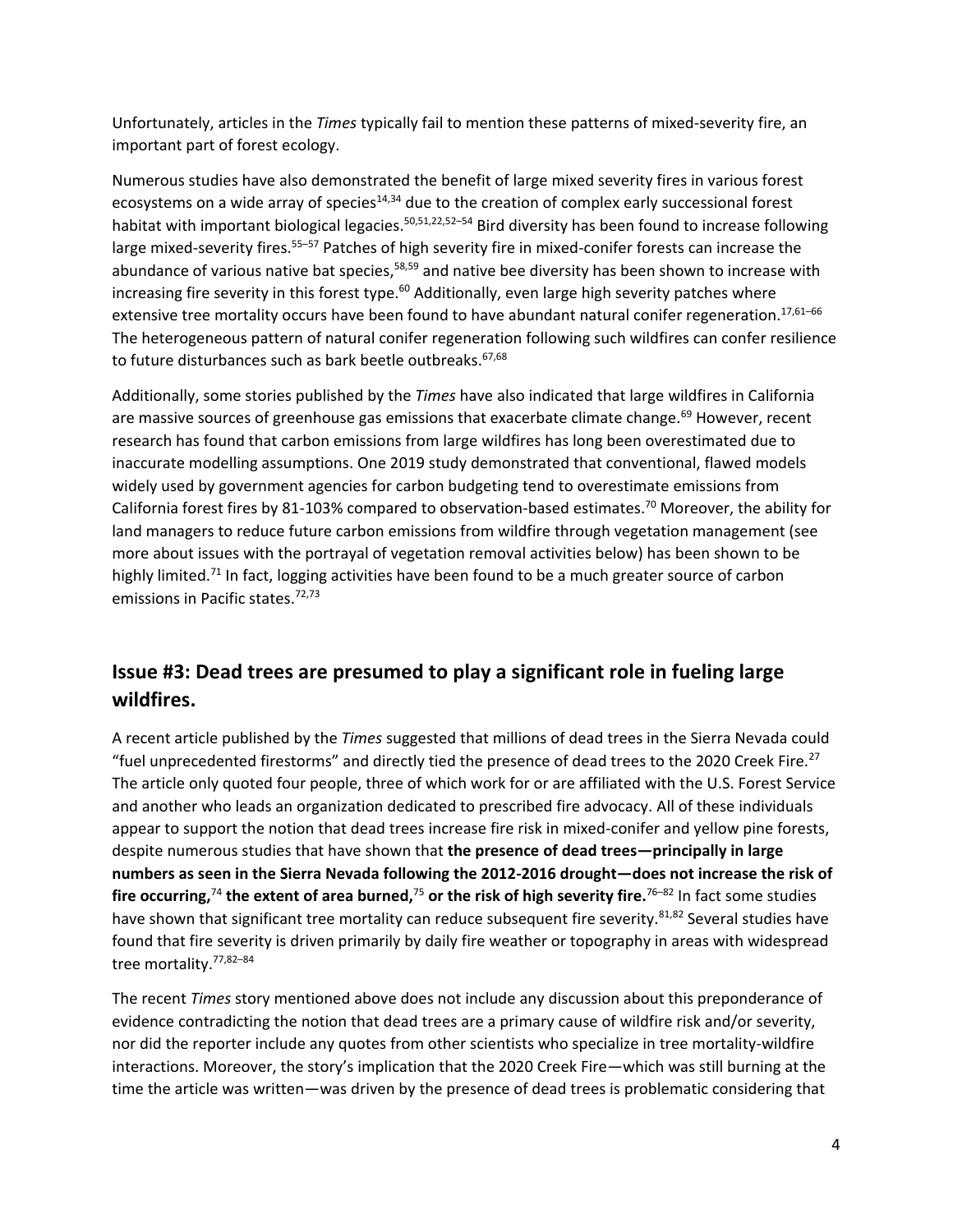Unfortunately, articles in the *Times* typically fail to mention these patterns of mixed-severity fire, an important part of forest ecology.

Numerous studies have also demonstrated the benefit of large mixed severity fires in various forest ecosystems on a wide array of species[14,34] due to the creation of complex early successional forest habitat with important biological legacies.[50,51,22,52–54] Bird diversity has been found to increase following large mixed-severity fires.[55–57] Patches of high severity fire in mixed-conifer forests can increase the abundance of various native bat species,[58,59] and native bee diversity has been shown to increase with increasing fire severity in this forest type.[60] Additionally, even large high severity patches where extensive tree mortality occurs have been found to have abundant natural conifer regeneration.[17,61–66] The heterogeneous pattern of natural conifer regeneration following such wildfires can confer resilience to future disturbances such as bark beetle outbreaks.[67,68]

Additionally, some stories published by the *Times* have also indicated that large wildfires in California are massive sources of greenhouse gas emissions that exacerbate climate change.[69] However, recent research has found that carbon emissions from large wildfires has long been overestimated due to inaccurate modelling assumptions. One 2019 study demonstrated that conventional, flawed models widely used by government agencies for carbon budgeting tend to overestimate emissions from California forest fires by 81-103% compared to observation-based estimates.[70] Moreover, the ability for land managers to reduce future carbon emissions from wildfire through vegetation management (see more about issues with the portrayal of vegetation removal activities below) has been shown to be highly limited.[71] In fact, logging activities have been found to be a much greater source of carbon emissions in Pacific states.[72,73]

## Issue #3: Dead trees are presumed to play a significant role in fueling large wildfires.

A recent article published by the *Times* suggested that millions of dead trees in the Sierra Nevada could "fuel unprecedented firestorms" and directly tied the presence of dead trees to the 2020 Creek Fire.[27] The article only quoted four people, three of which work for or are affiliated with the U.S. Forest Service and another who leads an organization dedicated to prescribed fire advocacy. All of these individuals appear to support the notion that dead trees increase fire risk in mixed-conifer and yellow pine forests, despite numerous studies that have shown that **the presence of dead trees—principally in large numbers as seen in the Sierra Nevada following the 2012-2016 drought—does not increase the risk of fire occurring,**[74] **the extent of area burned,**[75] **or the risk of high severity fire.**[76–82] In fact some studies have shown that significant tree mortality can reduce subsequent fire severity.[81,82] Several studies have found that fire severity is driven primarily by daily fire weather or topography in areas with widespread tree mortality.[77,82–84]

The recent *Times* story mentioned above does not include any discussion about this preponderance of evidence contradicting the notion that dead trees are a primary cause of wildfire risk and/or severity, nor did the reporter include any quotes from other scientists who specialize in tree mortality-wildfire interactions. Moreover, the story's implication that the 2020 Creek Fire—which was still burning at the time the article was written—was driven by the presence of dead trees is problematic considering that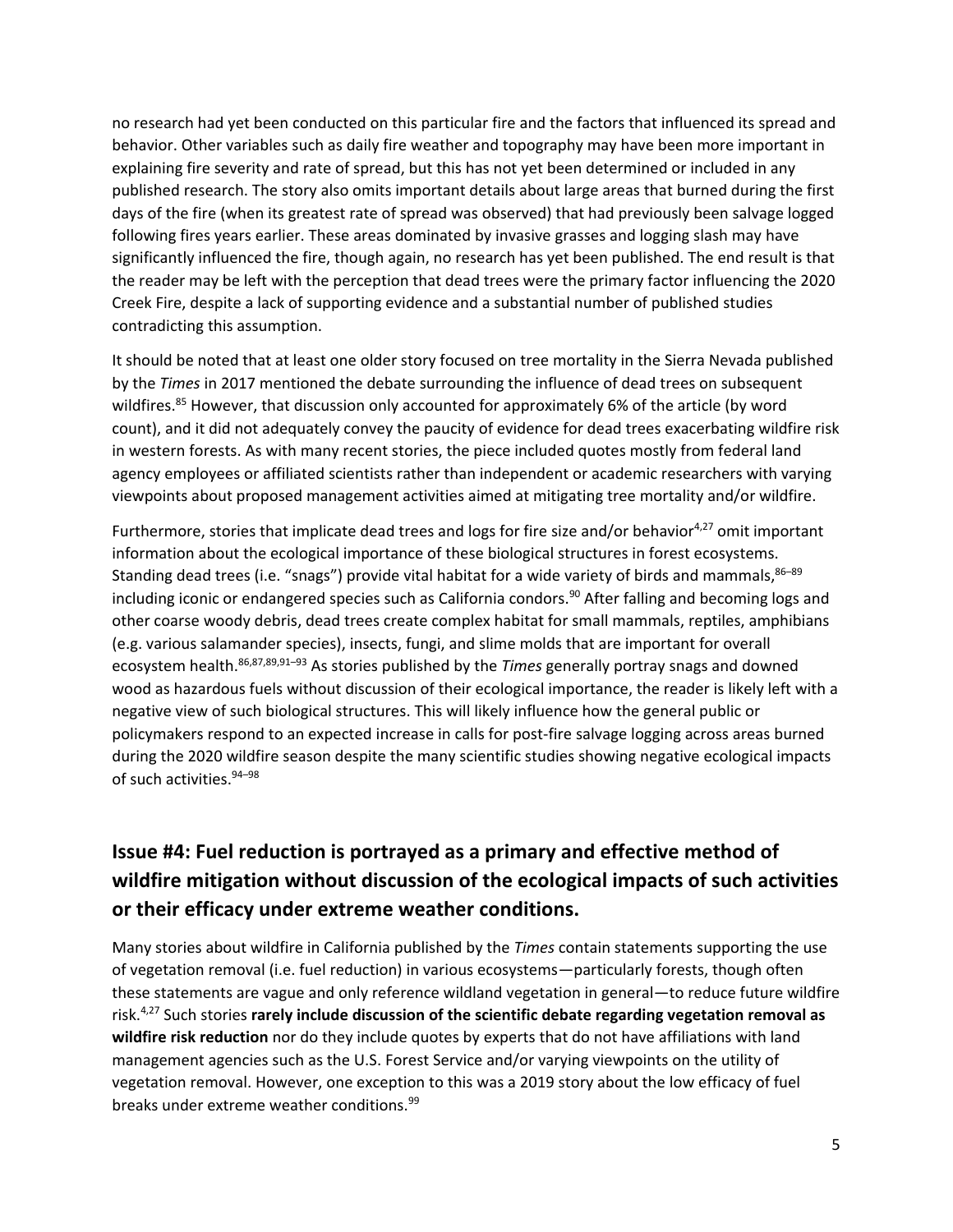no research had yet been conducted on this particular fire and the factors that influenced its spread and behavior. Other variables such as daily fire weather and topography may have been more important in explaining fire severity and rate of spread, but this has not yet been determined or included in any published research. The story also omits important details about large areas that burned during the first days of the fire (when its greatest rate of spread was observed) that had previously been salvage logged following fires years earlier. These areas dominated by invasive grasses and logging slash may have significantly influenced the fire, though again, no research has been published. The end result is that the reader may be left with the perception that dead trees were the primary factor influencing the 2020 Creek Fire, despite a lack of supporting evidence and a substantial number of published studies contradicting this assumption.

It should be noted that at least one older story focused on tree mortality in the Sierra Nevada published by the *Times* in 2017 mentioned the debate surrounding the influence of dead trees on subsequent wildfires.[85] However, that discussion only accounted for approximately 6% of the article (by word count), and it did not adequately convey the paucity of evidence for dead trees exacerbating wildfire risk in western forests. As with many recent stories, the piece included quotes mostly from federal land agency employees or affiliated scientists rather than independent or academic researchers with varying viewpoints about proposed management activities aimed at mitigating tree mortality and/or wildfire.

Furthermore, stories that implicate dead trees and logs for fire size and/or behavior[4,27] omit important information about the ecological importance of these biological structures in forest ecosystems. Standing dead trees (i.e. "snags") provide vital habitat for a wide variety of birds and mammals,[86–89] including iconic or endangered species such as California condors.[90] After falling and becoming logs and other coarse woody debris, dead trees create complex habitat for small mammals, reptiles, amphibians (e.g. various salamander species), insects, fungi, and slime molds that are important for overall ecosystem health.[86,87,89,91–93] As stories published by the *Times* generally portray snags and downed wood as hazardous fuels without discussion of their ecological importance, the reader is likely left with a negative view of such biological structures. This will likely influence how the general public or policymakers respond to an expected increase in calls for post-fire salvage logging across areas burned during the 2020 wildfire season despite the many scientific studies showing negative ecological impacts of such activities.[94–98]

## Issue #4: Fuel reduction is portrayed as a primary and effective method of wildfire mitigation without discussion of the ecological impacts of such activities or their efficacy under extreme weather conditions.

Many stories about wildfire in California published by the *Times* contain statements supporting the use of vegetation removal (i.e. fuel reduction) in various ecosystems—particularly forests, though often these statements are vague and only reference wildland vegetation in general—to reduce future wildfire risk.[4,27] Such stories **rarely include discussion of the scientific debate regarding vegetation removal as wildfire risk reduction** nor do they include quotes by experts that do not have affiliations with land management agencies such as the U.S. Forest Service and/or varying viewpoints on the utility of vegetation removal. However, one exception to this was a 2019 story about the low efficacy of fuel breaks under extreme weather conditions.[99]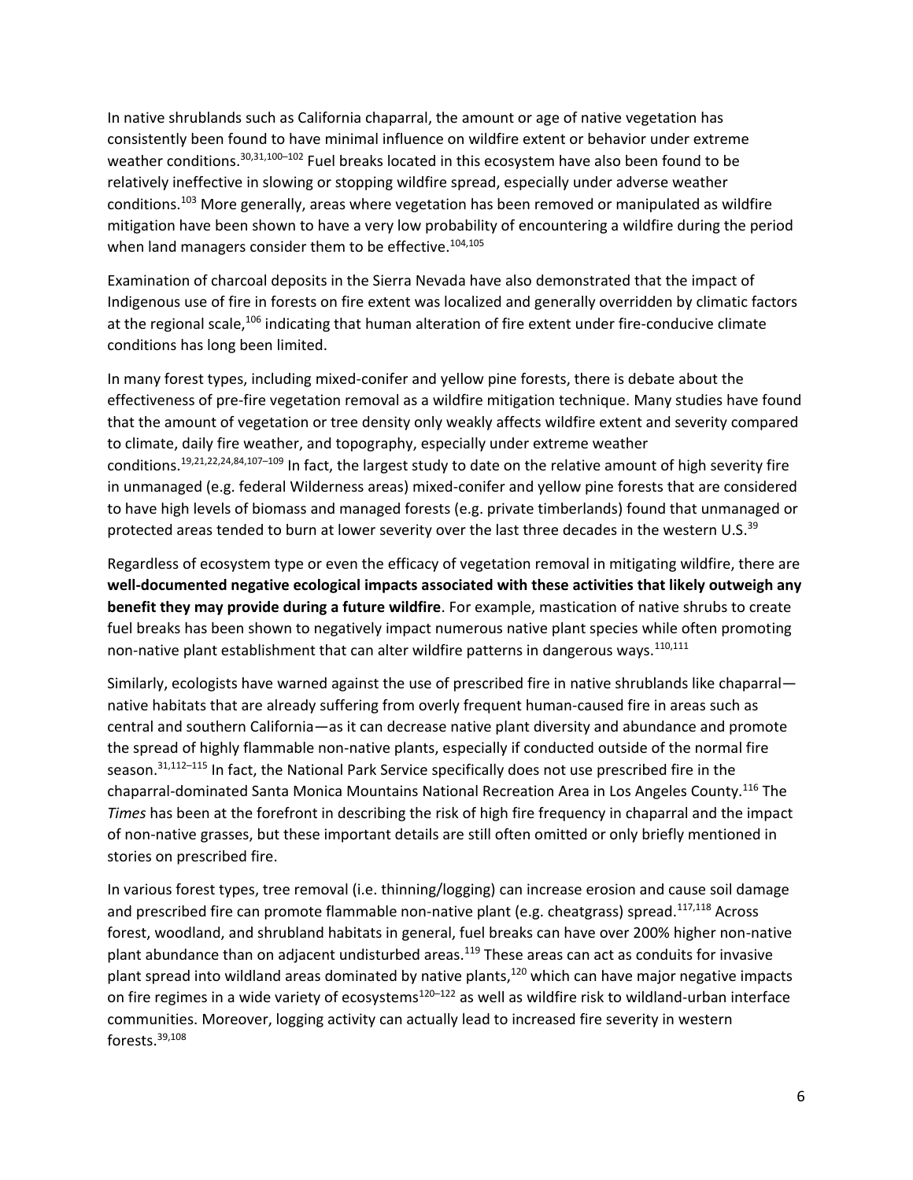In native shrublands such as California chaparral, the amount or age of native vegetation has consistently been found to have minimal influence on wildfire extent or behavior under extreme weather conditions.[30,31,100–102] Fuel breaks located in this ecosystem have also been found to be relatively ineffective in slowing or stopping wildfire spread, especially under adverse weather conditions.[103] More generally, areas where vegetation has been removed or manipulated as wildfire mitigation have been shown to have a very low probability of encountering a wildfire during the period when land managers consider them to be effective.[104,105]

Examination of charcoal deposits in the Sierra Nevada have also demonstrated that the impact of Indigenous use of fire in forests on fire extent was localized and generally overridden by climatic factors at the regional scale,[106] indicating that human alteration of fire extent under fire-conducive climate conditions has long been limited.

In many forest types, including mixed-conifer and yellow pine forests, there is debate about the effectiveness of pre-fire vegetation removal as a wildfire mitigation technique. Many studies have found that the amount of vegetation or tree density only weakly affects wildfire extent and severity compared to climate, daily fire weather, and topography, especially under extreme weather conditions.[19,21,22,24,84,107–109] In fact, the largest study to date on the relative amount of high severity fire in unmanaged (e.g. federal Wilderness areas) mixed-conifer and yellow pine forests that are considered to have high levels of biomass and managed forests (e.g. private timberlands) found that unmanaged or protected areas tended to burn at lower severity over the last three decades in the western U.S.[39]

Regardless of ecosystem type or even the efficacy of vegetation removal in mitigating wildfire, there are **well-documented negative ecological impacts associated with these activities that likely outweigh any benefit they may provide during a future wildfire**. For example, mastication of native shrubs to create fuel breaks has been shown to negatively impact numerous native plant species while often promoting non-native plant establishment that can alter wildfire patterns in dangerous ways.[110,111]

Similarly, ecologists have warned against the use of prescribed fire in native shrublands like chaparral—native habitats that are already suffering from overly frequent human-caused fire in areas such as central and southern California—as it can decrease native plant diversity and abundance and promote the spread of highly flammable non-native plants, especially if conducted outside of the normal fire season.[31,112–115] In fact, the National Park Service specifically does not use prescribed fire in the chaparral-dominated Santa Monica Mountains National Recreation Area in Los Angeles County.[116] The *Times* has been at the forefront in describing the risk of high fire frequency in chaparral and the impact of non-native grasses, but these important details are still often omitted or only briefly mentioned in stories on prescribed fire.

In various forest types, tree removal (i.e. thinning/logging) can increase erosion and cause soil damage and prescribed fire can promote flammable non-native plant (e.g. cheatgrass) spread.[117,118] Across forest, woodland, and shrubland habitats in general, fuel breaks can have over 200% higher non-native plant abundance than on adjacent undisturbed areas.[119] These areas can act as conduits for invasive plant spread into wildland areas dominated by native plants,[120] which can have major negative impacts on fire regimes in a wide variety of ecosystems[120–122] as well as wildfire risk to wildland-urban interface communities. Moreover, logging activity can actually lead to increased fire severity in western forests.[39,108]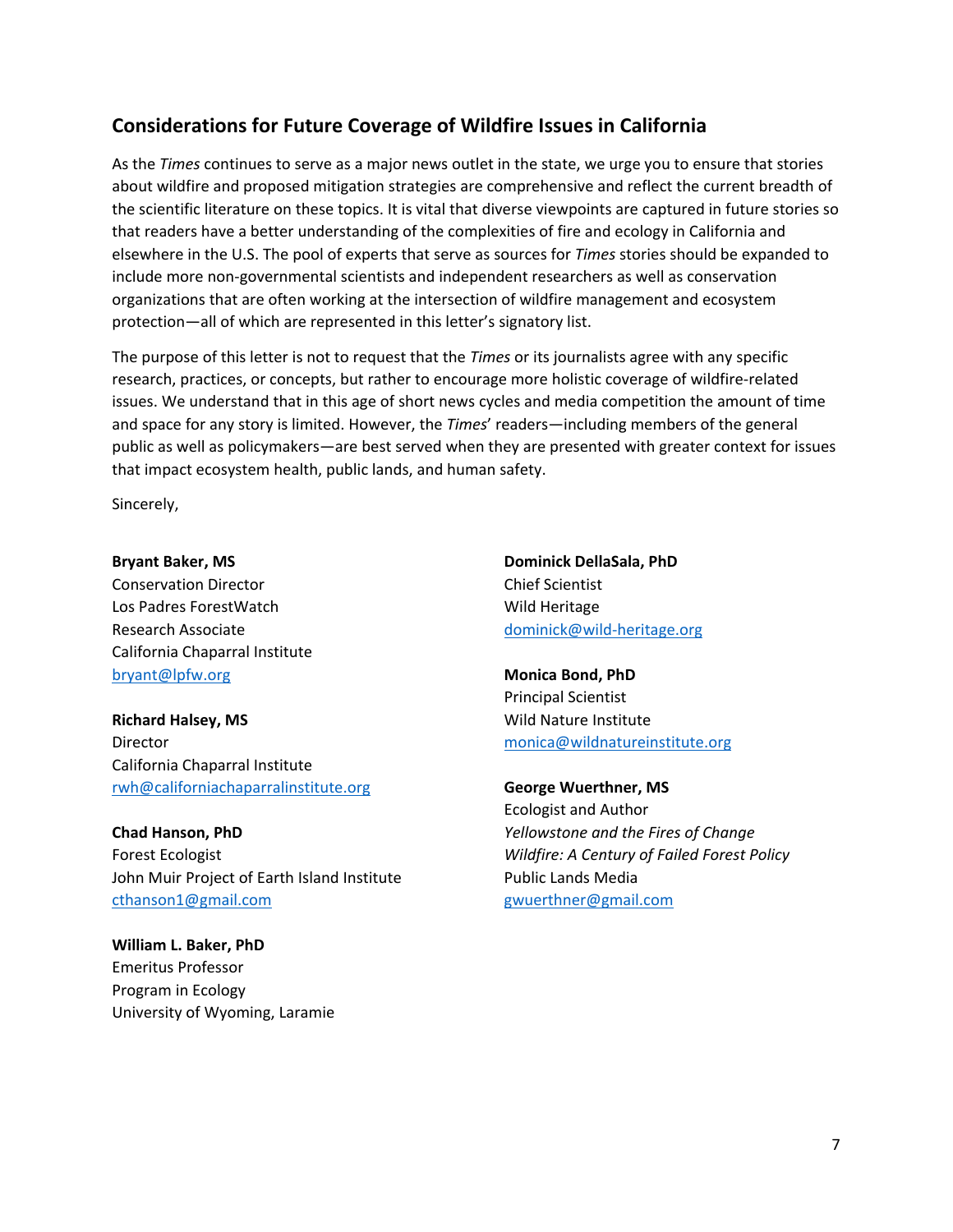## Considerations for Future Coverage of Wildfire Issues in California

As the *Times* continues to serve as a major news outlet in the state, we urge you to ensure that stories about wildfire and proposed mitigation strategies are comprehensive and reflect the current breadth of the scientific literature on these topics. It is vital that diverse viewpoints are captured in future stories so that readers have a better understanding of the complexities of fire and ecology in California and elsewhere in the U.S. The pool of experts that serve as sources for *Times* stories should be expanded to include more non-governmental scientists and independent researchers as well as conservation organizations that are often working at the intersection of wildfire management and ecosystem protection—all of which are represented in this letter's signatory list.

The purpose of this letter is not to request that the *Times* or its journalists agree with any specific research, practices, or concepts, but rather to encourage more holistic coverage of wildfire-related issues. We understand that in this age of short news cycles and media competition the amount of time and space for any story is limited. However, the *Times*' readers—including members of the general public as well as policymakers—are best served when they are presented with greater context for issues that impact ecosystem health, public lands, and human safety.

Sincerely,

**Bryant Baker, MS**
Conservation Director
Los Padres ForestWatch
Research Associate
California Chaparral Institute
bryant@lpfw.org

**Richard Halsey, MS**
Director
California Chaparral Institute
rwh@californiachaparralinstitute.org

**Chad Hanson, PhD**
Forest Ecologist
John Muir Project of Earth Island Institute
cthanson1@gmail.com

**William L. Baker, PhD**
Emeritus Professor
Program in Ecology
University of Wyoming, Laramie

**Dominick DellaSala, PhD**
Chief Scientist
Wild Heritage
dominick@wild-heritage.org

**Monica Bond, PhD**
Principal Scientist
Wild Nature Institute
monica@wildnatureinstitute.org

**George Wuerthner, MS**
Ecologist and Author
*Yellowstone and the Fires of Change*
*Wildfire: A Century of Failed Forest Policy*
Public Lands Media
gwuerthner@gmail.com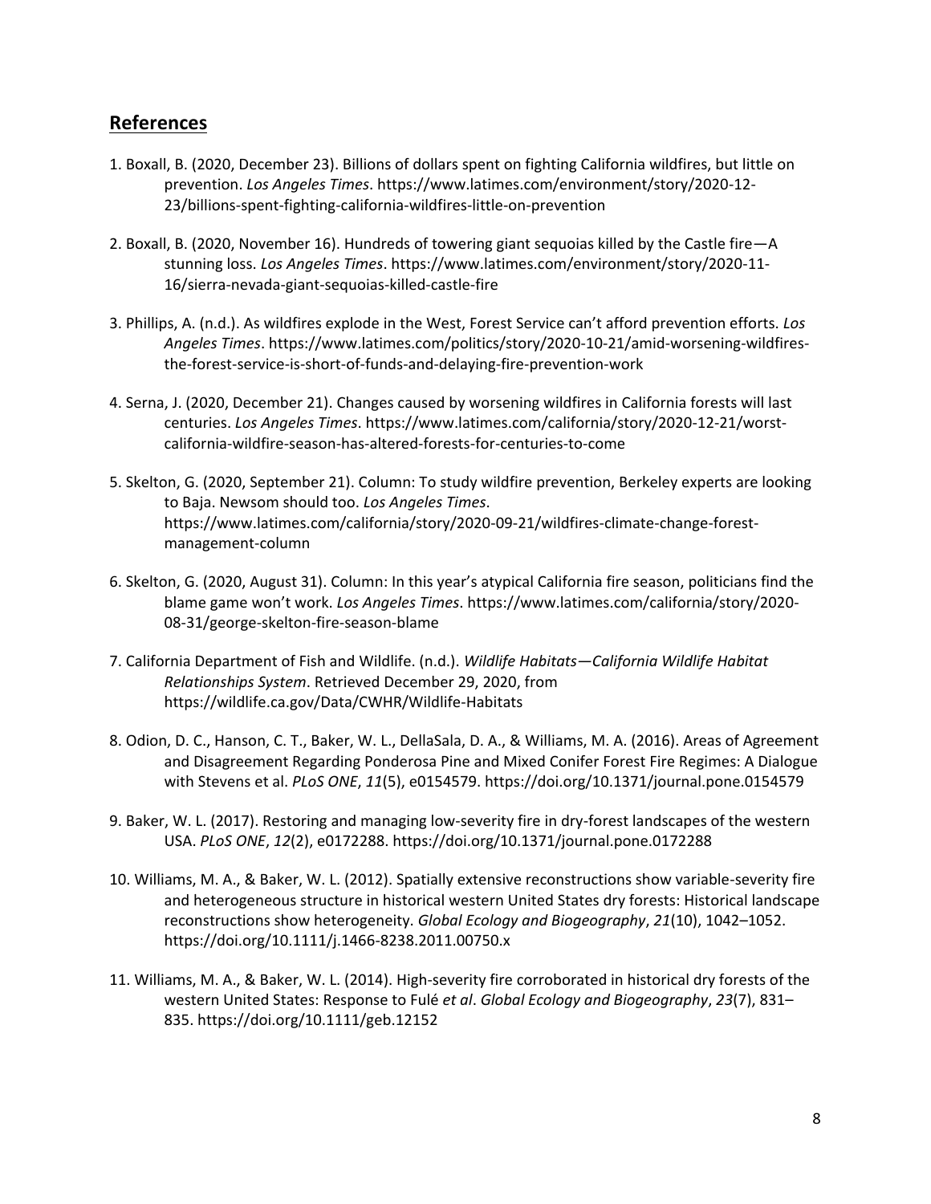## References

1. Boxall, B. (2020, December 23). Billions of dollars spent on fighting California wildfires, but little on prevention. *Los Angeles Times*. https://www.latimes.com/environment/story/2020-12-23/billions-spent-fighting-california-wildfires-little-on-prevention

2. Boxall, B. (2020, November 16). Hundreds of towering giant sequoias killed by the Castle fire—A stunning loss. *Los Angeles Times*. https://www.latimes.com/environment/story/2020-11-16/sierra-nevada-giant-sequoias-killed-castle-fire

3. Phillips, A. (n.d.). As wildfires explode in the West, Forest Service can't afford prevention efforts. *Los Angeles Times*. https://www.latimes.com/politics/story/2020-10-21/amid-worsening-wildfires-the-forest-service-is-short-of-funds-and-delaying-fire-prevention-work

4. Serna, J. (2020, December 21). Changes caused by worsening wildfires in California forests will last centuries. *Los Angeles Times*. https://www.latimes.com/california/story/2020-12-21/worst-california-wildfire-season-has-altered-forests-for-centuries-to-come

5. Skelton, G. (2020, September 21). Column: To study wildfire prevention, Berkeley experts are looking to Baja. Newsom should too. *Los Angeles Times*. https://www.latimes.com/california/story/2020-09-21/wildfires-climate-change-forest-management-column

6. Skelton, G. (2020, August 31). Column: In this year's atypical California fire season, politicians find the blame game won't work. *Los Angeles Times*. https://www.latimes.com/california/story/2020-08-31/george-skelton-fire-season-blame

7. California Department of Fish and Wildlife. (n.d.). *Wildlife Habitats—California Wildlife Habitat Relationships System*. Retrieved December 29, 2020, from https://wildlife.ca.gov/Data/CWHR/Wildlife-Habitats

8. Odion, D. C., Hanson, C. T., Baker, W. L., DellaSala, D. A., & Williams, M. A. (2016). Areas of Agreement and Disagreement Regarding Ponderosa Pine and Mixed Conifer Forest Fire Regimes: A Dialogue with Stevens et al. *PLoS ONE*, *11*(5), e0154579. https://doi.org/10.1371/journal.pone.0154579

9. Baker, W. L. (2017). Restoring and managing low-severity fire in dry-forest landscapes of the western USA. *PLoS ONE*, *12*(2), e0172288. https://doi.org/10.1371/journal.pone.0172288

10. Williams, M. A., & Baker, W. L. (2012). Spatially extensive reconstructions show variable-severity fire and heterogeneous structure in historical western United States dry forests: Historical landscape reconstructions show heterogeneity. *Global Ecology and Biogeography*, *21*(10), 1042–1052. https://doi.org/10.1111/j.1466-8238.2011.00750.x

11. Williams, M. A., & Baker, W. L. (2014). High-severity fire corroborated in historical dry forests of the western United States: Response to Fulé *et al*. *Global Ecology and Biogeography*, *23*(7), 831–835. https://doi.org/10.1111/geb.12152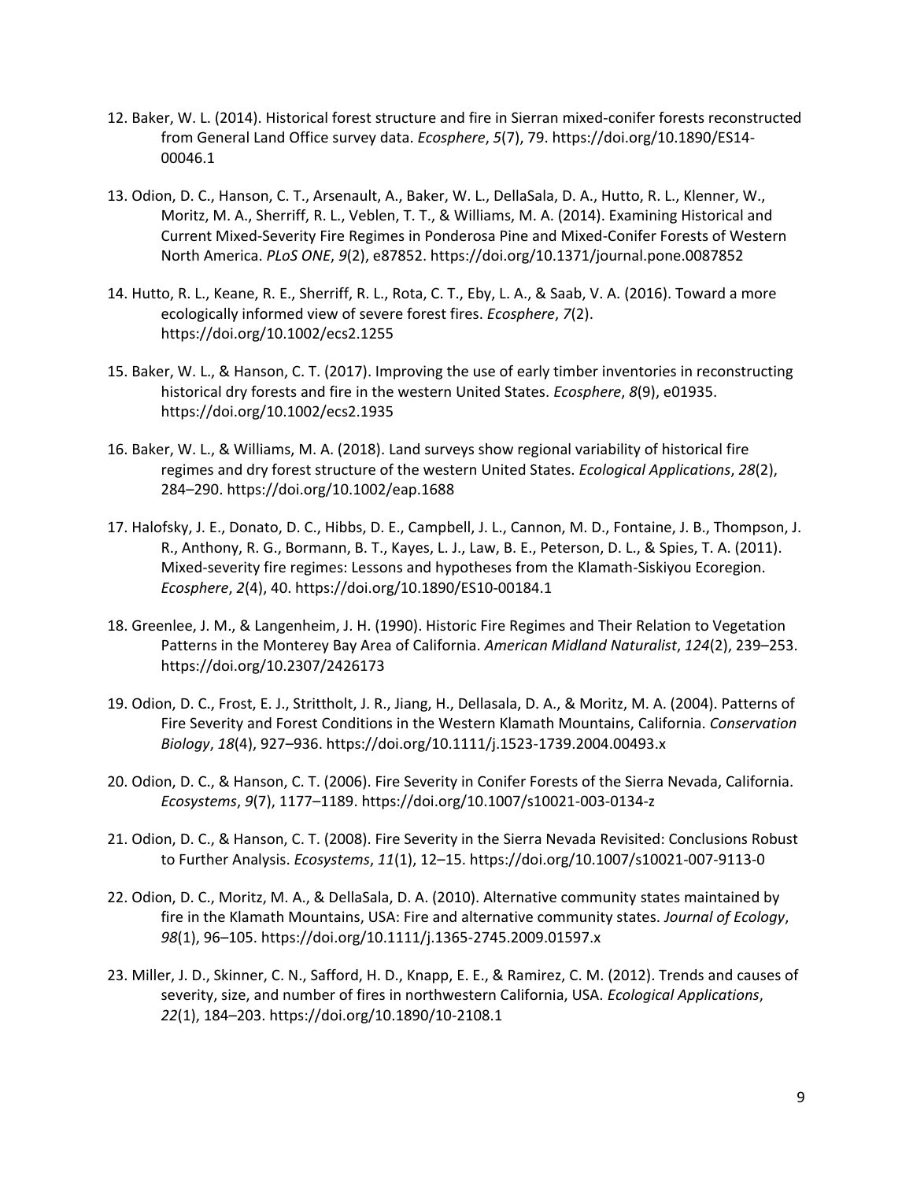12. Baker, W. L. (2014). Historical forest structure and fire in Sierran mixed-conifer forests reconstructed from General Land Office survey data. *Ecosphere*, *5*(7), 79. https://doi.org/10.1890/ES14-00046.1

13. Odion, D. C., Hanson, C. T., Arsenault, A., Baker, W. L., DellaSala, D. A., Hutto, R. L., Klenner, W., Moritz, M. A., Sherriff, R. L., Veblen, T. T., & Williams, M. A. (2014). Examining Historical and Current Mixed-Severity Fire Regimes in Ponderosa Pine and Mixed-Conifer Forests of Western North America. *PLoS ONE*, *9*(2), e87852. https://doi.org/10.1371/journal.pone.0087852

14. Hutto, R. L., Keane, R. E., Sherriff, R. L., Rota, C. T., Eby, L. A., & Saab, V. A. (2016). Toward a more ecologically informed view of severe forest fires. *Ecosphere*, *7*(2). https://doi.org/10.1002/ecs2.1255

15. Baker, W. L., & Hanson, C. T. (2017). Improving the use of early timber inventories in reconstructing historical dry forests and fire in the western United States. *Ecosphere*, *8*(9), e01935. https://doi.org/10.1002/ecs2.1935

16. Baker, W. L., & Williams, M. A. (2018). Land surveys show regional variability of historical fire regimes and dry forest structure of the western United States. *Ecological Applications*, *28*(2), 284–290. https://doi.org/10.1002/eap.1688

17. Halofsky, J. E., Donato, D. C., Hibbs, D. E., Campbell, J. L., Cannon, M. D., Fontaine, J. B., Thompson, J. R., Anthony, R. G., Bormann, B. T., Kayes, L. J., Law, B. E., Peterson, D. L., & Spies, T. A. (2011). Mixed-severity fire regimes: Lessons and hypotheses from the Klamath-Siskiyou Ecoregion. *Ecosphere*, *2*(4), 40. https://doi.org/10.1890/ES10-00184.1

18. Greenlee, J. M., & Langenheim, J. H. (1990). Historic Fire Regimes and Their Relation to Vegetation Patterns in the Monterey Bay Area of California. *American Midland Naturalist*, *124*(2), 239–253. https://doi.org/10.2307/2426173

19. Odion, D. C., Frost, E. J., Strittholt, J. R., Jiang, H., Dellasala, D. A., & Moritz, M. A. (2004). Patterns of Fire Severity and Forest Conditions in the Western Klamath Mountains, California. *Conservation Biology*, *18*(4), 927–936. https://doi.org/10.1111/j.1523-1739.2004.00493.x

20. Odion, D. C., & Hanson, C. T. (2006). Fire Severity in Conifer Forests of the Sierra Nevada, California. *Ecosystems*, *9*(7), 1177–1189. https://doi.org/10.1007/s10021-003-0134-z

21. Odion, D. C., & Hanson, C. T. (2008). Fire Severity in the Sierra Nevada Revisited: Conclusions Robust to Further Analysis. *Ecosystems*, *11*(1), 12–15. https://doi.org/10.1007/s10021-007-9113-0

22. Odion, D. C., Moritz, M. A., & DellaSala, D. A. (2010). Alternative community states maintained by fire in the Klamath Mountains, USA: Fire and alternative community states. *Journal of Ecology*, *98*(1), 96–105. https://doi.org/10.1111/j.1365-2745.2009.01597.x

23. Miller, J. D., Skinner, C. N., Safford, H. D., Knapp, E. E., & Ramirez, C. M. (2012). Trends and causes of severity, size, and number of fires in northwestern California, USA. *Ecological Applications*, *22*(1), 184–203. https://doi.org/10.1890/10-2108.1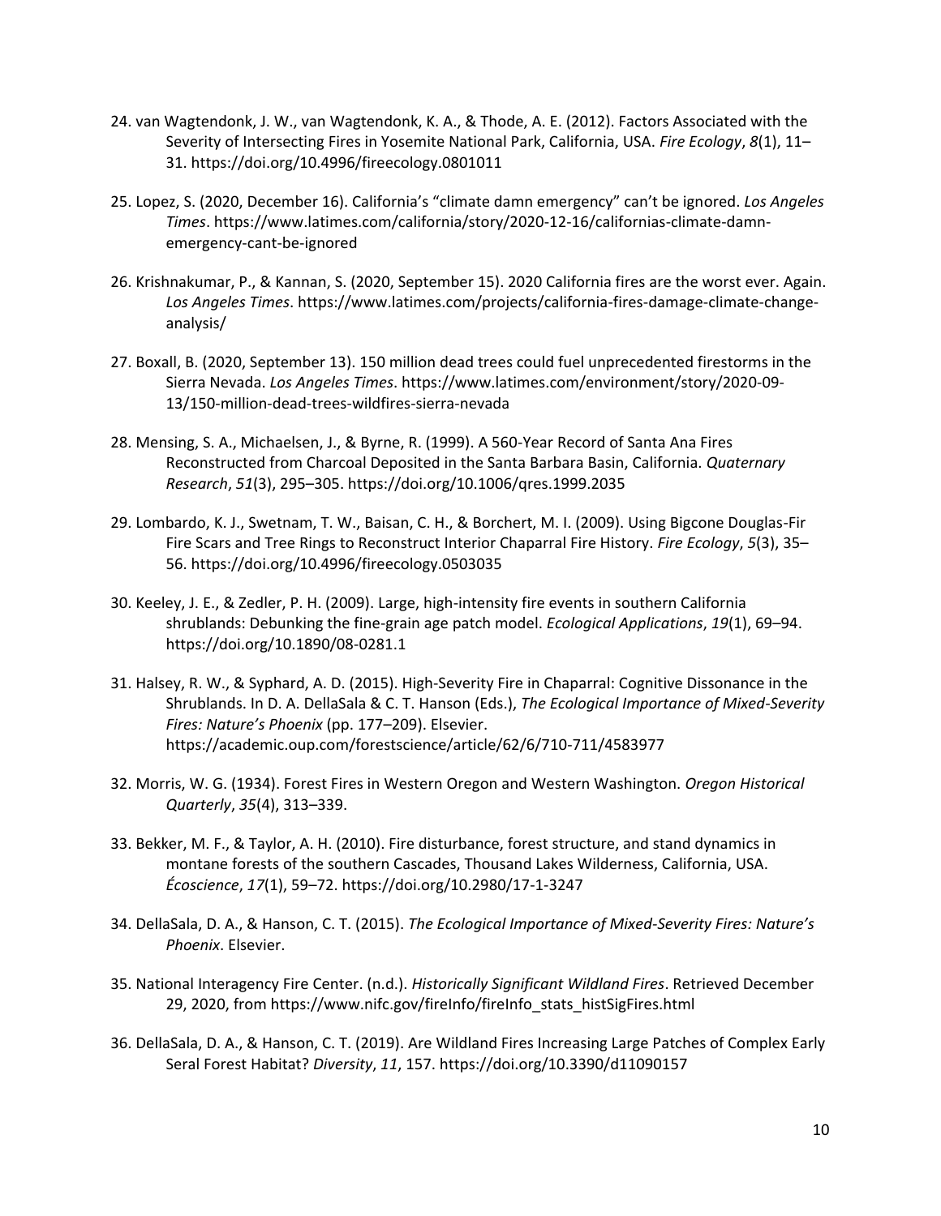24. van Wagtendonk, J. W., van Wagtendonk, K. A., & Thode, A. E. (2012). Factors Associated with the Severity of Intersecting Fires in Yosemite National Park, California, USA. *Fire Ecology*, *8*(1), 11–31. https://doi.org/10.4996/fireecology.0801011

25. Lopez, S. (2020, December 16). California's "climate damn emergency" can't be ignored. *Los Angeles Times*. https://www.latimes.com/california/story/2020-12-16/californias-climate-damn-emergency-cant-be-ignored

26. Krishnakumar, P., & Kannan, S. (2020, September 15). 2020 California fires are the worst ever. Again. *Los Angeles Times*. https://www.latimes.com/projects/california-fires-damage-climate-change-analysis/

27. Boxall, B. (2020, September 13). 150 million dead trees could fuel unprecedented firestorms in the Sierra Nevada. *Los Angeles Times*. https://www.latimes.com/environment/story/2020-09-13/150-million-dead-trees-wildfires-sierra-nevada

28. Mensing, S. A., Michaelsen, J., & Byrne, R. (1999). A 560-Year Record of Santa Ana Fires Reconstructed from Charcoal Deposited in the Santa Barbara Basin, California. *Quaternary Research*, *51*(3), 295–305. https://doi.org/10.1006/qres.1999.2035

29. Lombardo, K. J., Swetnam, T. W., Baisan, C. H., & Borchert, M. I. (2009). Using Bigcone Douglas-Fir Fire Scars and Tree Rings to Reconstruct Interior Chaparral Fire History. *Fire Ecology*, *5*(3), 35–56. https://doi.org/10.4996/fireecology.0503035

30. Keeley, J. E., & Zedler, P. H. (2009). Large, high-intensity fire events in southern California shrublands: Debunking the fine-grain age patch model. *Ecological Applications*, *19*(1), 69–94. https://doi.org/10.1890/08-0281.1

31. Halsey, R. W., & Syphard, A. D. (2015). High-Severity Fire in Chaparral: Cognitive Dissonance in the Shrublands. In D. A. DellaSala & C. T. Hanson (Eds.), *The Ecological Importance of Mixed-Severity Fires: Nature's Phoenix* (pp. 177–209). Elsevier. https://academic.oup.com/forestscience/article/62/6/710-711/4583977

32. Morris, W. G. (1934). Forest Fires in Western Oregon and Western Washington. *Oregon Historical Quarterly*, *35*(4), 313–339.

33. Bekker, M. F., & Taylor, A. H. (2010). Fire disturbance, forest structure, and stand dynamics in montane forests of the southern Cascades, Thousand Lakes Wilderness, California, USA. *Écoscience*, *17*(1), 59–72. https://doi.org/10.2980/17-1-3247

34. DellaSala, D. A., & Hanson, C. T. (2015). *The Ecological Importance of Mixed-Severity Fires: Nature's Phoenix*. Elsevier.

35. National Interagency Fire Center. (n.d.). *Historically Significant Wildland Fires*. Retrieved December 29, 2020, from https://www.nifc.gov/fireInfo/fireInfo_stats_histSigFires.html

36. DellaSala, D. A., & Hanson, C. T. (2019). Are Wildland Fires Increasing Large Patches of Complex Early Seral Forest Habitat? *Diversity*, *11*, 157. https://doi.org/10.3390/d11090157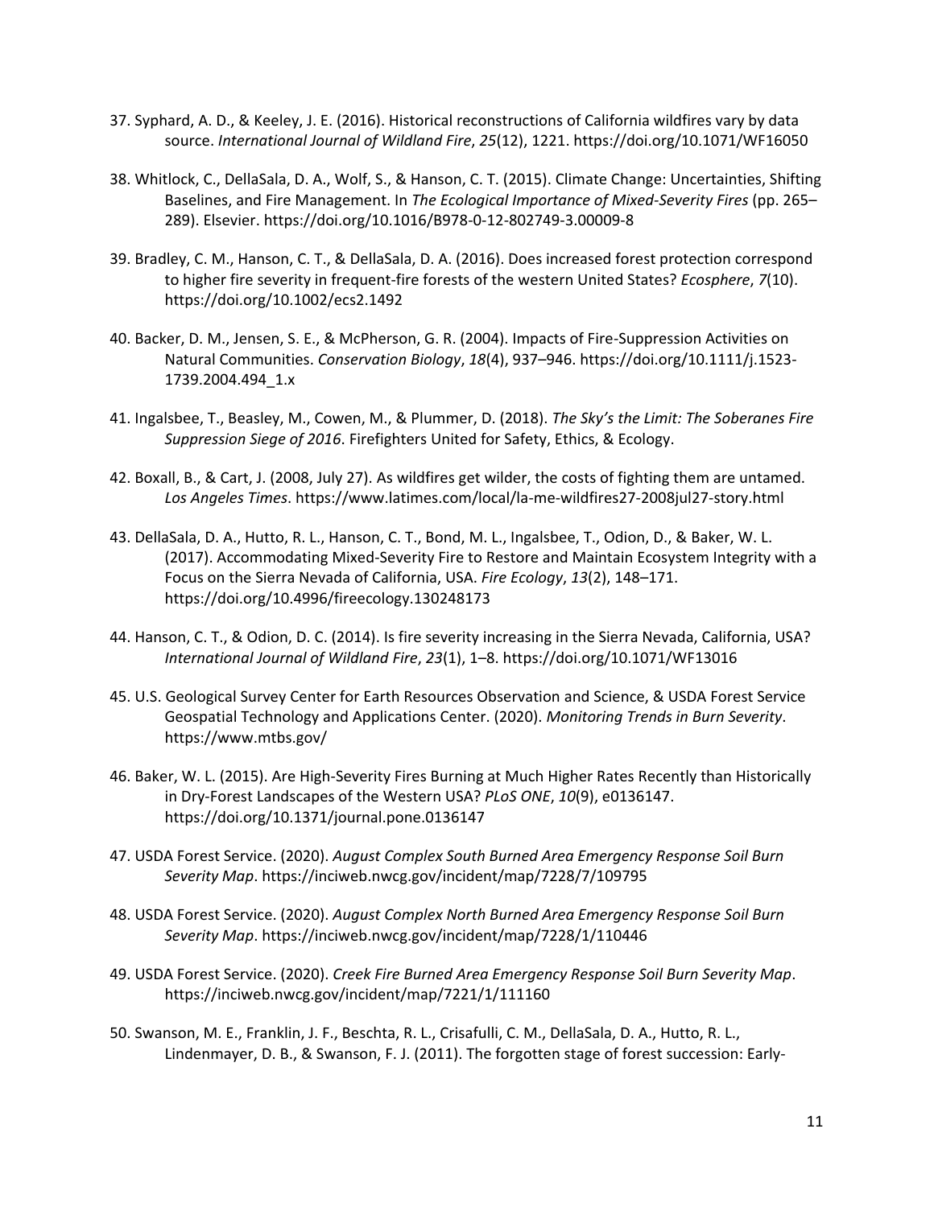37. Syphard, A. D., & Keeley, J. E. (2016). Historical reconstructions of California wildfires vary by data source. *International Journal of Wildland Fire*, *25*(12), 1221. https://doi.org/10.1071/WF16050

38. Whitlock, C., DellaSala, D. A., Wolf, S., & Hanson, C. T. (2015). Climate Change: Uncertainties, Shifting Baselines, and Fire Management. In *The Ecological Importance of Mixed-Severity Fires* (pp. 265–289). Elsevier. https://doi.org/10.1016/B978-0-12-802749-3.00009-8

39. Bradley, C. M., Hanson, C. T., & DellaSala, D. A. (2016). Does increased forest protection correspond to higher fire severity in frequent-fire forests of the western United States? *Ecosphere*, *7*(10). https://doi.org/10.1002/ecs2.1492

40. Backer, D. M., Jensen, S. E., & McPherson, G. R. (2004). Impacts of Fire-Suppression Activities on Natural Communities. *Conservation Biology*, *18*(4), 937–946. https://doi.org/10.1111/j.1523-1739.2004.494_1.x

41. Ingalsbee, T., Beasley, M., Cowen, M., & Plummer, D. (2018). *The Sky's the Limit: The Soberanes Fire Suppression Siege of 2016*. Firefighters United for Safety, Ethics, & Ecology.

42. Boxall, B., & Cart, J. (2008, July 27). As wildfires get wilder, the costs of fighting them are untamed. *Los Angeles Times*. https://www.latimes.com/local/la-me-wildfires27-2008jul27-story.html

43. DellaSala, D. A., Hutto, R. L., Hanson, C. T., Bond, M. L., Ingalsbee, T., Odion, D., & Baker, W. L. (2017). Accommodating Mixed-Severity Fire to Restore and Maintain Ecosystem Integrity with a Focus on the Sierra Nevada of California, USA. *Fire Ecology*, *13*(2), 148–171. https://doi.org/10.4996/fireecology.130248173

44. Hanson, C. T., & Odion, D. C. (2014). Is fire severity increasing in the Sierra Nevada, California, USA? *International Journal of Wildland Fire*, *23*(1), 1–8. https://doi.org/10.1071/WF13016

45. U.S. Geological Survey Center for Earth Resources Observation and Science, & USDA Forest Service Geospatial Technology and Applications Center. (2020). *Monitoring Trends in Burn Severity*. https://www.mtbs.gov/

46. Baker, W. L. (2015). Are High-Severity Fires Burning at Much Higher Rates Recently than Historically in Dry-Forest Landscapes of the Western USA? *PLoS ONE*, *10*(9), e0136147. https://doi.org/10.1371/journal.pone.0136147

47. USDA Forest Service. (2020). *August Complex South Burned Area Emergency Response Soil Burn Severity Map*. https://inciweb.nwcg.gov/incident/map/7228/7/109795

48. USDA Forest Service. (2020). *August Complex North Burned Area Emergency Response Soil Burn Severity Map*. https://inciweb.nwcg.gov/incident/map/7228/1/110446

49. USDA Forest Service. (2020). *Creek Fire Burned Area Emergency Response Soil Burn Severity Map*. https://inciweb.nwcg.gov/incident/map/7221/1/111160

50. Swanson, M. E., Franklin, J. F., Beschta, R. L., Crisafulli, C. M., DellaSala, D. A., Hutto, R. L., Lindenmayer, D. B., & Swanson, F. J. (2011). The forgotten stage of forest succession: Early-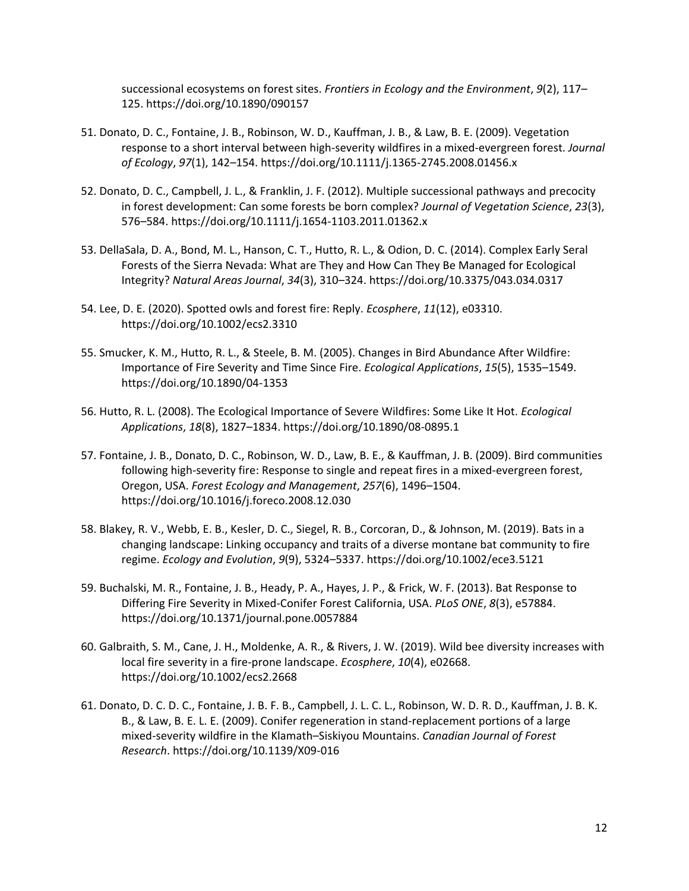successional ecosystems on forest sites. *Frontiers in Ecology and the Environment*, *9*(2), 117–125. https://doi.org/10.1890/090157

51. Donato, D. C., Fontaine, J. B., Robinson, W. D., Kauffman, J. B., & Law, B. E. (2009). Vegetation response to a short interval between high-severity wildfires in a mixed-evergreen forest. *Journal of Ecology*, *97*(1), 142–154. https://doi.org/10.1111/j.1365-2745.2008.01456.x

52. Donato, D. C., Campbell, J. L., & Franklin, J. F. (2012). Multiple successional pathways and precocity in forest development: Can some forests be born complex? *Journal of Vegetation Science*, *23*(3), 576–584. https://doi.org/10.1111/j.1654-1103.2011.01362.x

53. DellaSala, D. A., Bond, M. L., Hanson, C. T., Hutto, R. L., & Odion, D. C. (2014). Complex Early Seral Forests of the Sierra Nevada: What are They and How Can They Be Managed for Ecological Integrity? *Natural Areas Journal*, *34*(3), 310–324. https://doi.org/10.3375/043.034.0317

54. Lee, D. E. (2020). Spotted owls and forest fire: Reply. *Ecosphere*, *11*(12), e03310. https://doi.org/10.1002/ecs2.3310

55. Smucker, K. M., Hutto, R. L., & Steele, B. M. (2005). Changes in Bird Abundance After Wildfire: Importance of Fire Severity and Time Since Fire. *Ecological Applications*, *15*(5), 1535–1549. https://doi.org/10.1890/04-1353

56. Hutto, R. L. (2008). The Ecological Importance of Severe Wildfires: Some Like It Hot. *Ecological Applications*, *18*(8), 1827–1834. https://doi.org/10.1890/08-0895.1

57. Fontaine, J. B., Donato, D. C., Robinson, W. D., Law, B. E., & Kauffman, J. B. (2009). Bird communities following high-severity fire: Response to single and repeat fires in a mixed-evergreen forest, Oregon, USA. *Forest Ecology and Management*, *257*(6), 1496–1504. https://doi.org/10.1016/j.foreco.2008.12.030

58. Blakey, R. V., Webb, E. B., Kesler, D. C., Siegel, R. B., Corcoran, D., & Johnson, M. (2019). Bats in a changing landscape: Linking occupancy and traits of a diverse montane bat community to fire regime. *Ecology and Evolution*, *9*(9), 5324–5337. https://doi.org/10.1002/ece3.5121

59. Buchalski, M. R., Fontaine, J. B., Heady, P. A., Hayes, J. P., & Frick, W. F. (2013). Bat Response to Differing Fire Severity in Mixed-Conifer Forest California, USA. *PLoS ONE*, *8*(3), e57884. https://doi.org/10.1371/journal.pone.0057884

60. Galbraith, S. M., Cane, J. H., Moldenke, A. R., & Rivers, J. W. (2019). Wild bee diversity increases with local fire severity in a fire-prone landscape. *Ecosphere*, *10*(4), e02668. https://doi.org/10.1002/ecs2.2668

61. Donato, D. C. D. C., Fontaine, J. B. F. B., Campbell, J. L. C. L., Robinson, W. D. R. D., Kauffman, J. B. K. B., & Law, B. E. L. E. (2009). Conifer regeneration in stand-replacement portions of a large mixed-severity wildfire in the Klamath–Siskiyou Mountains. *Canadian Journal of Forest Research*. https://doi.org/10.1139/X09-016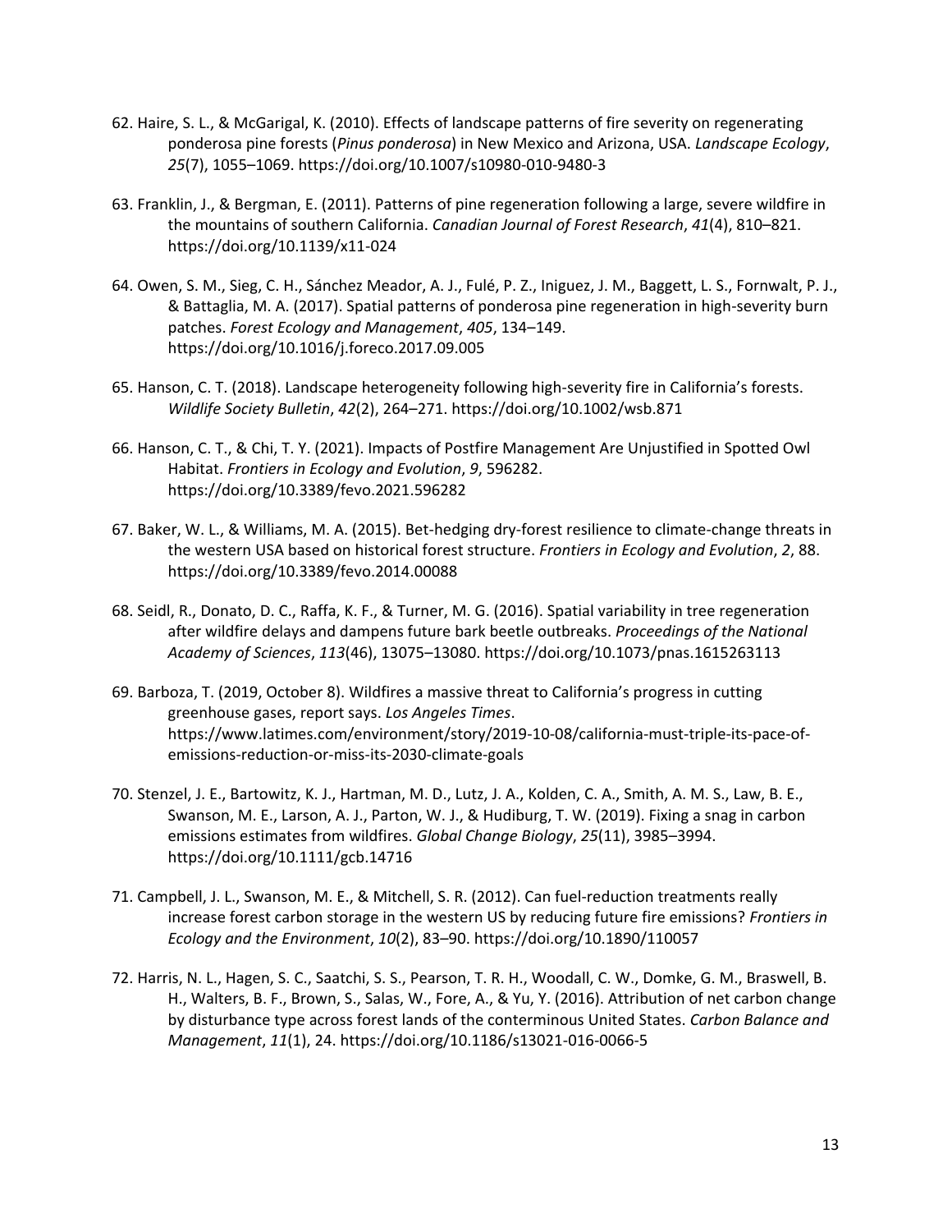62. Haire, S. L., & McGarigal, K. (2010). Effects of landscape patterns of fire severity on regenerating ponderosa pine forests (*Pinus ponderosa*) in New Mexico and Arizona, USA. *Landscape Ecology*, *25*(7), 1055–1069. https://doi.org/10.1007/s10980-010-9480-3

63. Franklin, J., & Bergman, E. (2011). Patterns of pine regeneration following a large, severe wildfire in the mountains of southern California. *Canadian Journal of Forest Research*, *41*(4), 810–821. https://doi.org/10.1139/x11-024

64. Owen, S. M., Sieg, C. H., Sánchez Meador, A. J., Fulé, P. Z., Iniguez, J. M., Baggett, L. S., Fornwalt, P. J., & Battaglia, M. A. (2017). Spatial patterns of ponderosa pine regeneration in high-severity burn patches. *Forest Ecology and Management*, *405*, 134–149. https://doi.org/10.1016/j.foreco.2017.09.005

65. Hanson, C. T. (2018). Landscape heterogeneity following high-severity fire in California's forests. *Wildlife Society Bulletin*, *42*(2), 264–271. https://doi.org/10.1002/wsb.871

66. Hanson, C. T., & Chi, T. Y. (2021). Impacts of Postfire Management Are Unjustified in Spotted Owl Habitat. *Frontiers in Ecology and Evolution*, *9*, 596282. https://doi.org/10.3389/fevo.2021.596282

67. Baker, W. L., & Williams, M. A. (2015). Bet-hedging dry-forest resilience to climate-change threats in the western USA based on historical forest structure. *Frontiers in Ecology and Evolution*, *2*, 88. https://doi.org/10.3389/fevo.2014.00088

68. Seidl, R., Donato, D. C., Raffa, K. F., & Turner, M. G. (2016). Spatial variability in tree regeneration after wildfire delays and dampens future bark beetle outbreaks. *Proceedings of the National Academy of Sciences*, *113*(46), 13075–13080. https://doi.org/10.1073/pnas.1615263113

69. Barboza, T. (2019, October 8). Wildfires a massive threat to California's progress in cutting greenhouse gases, report says. *Los Angeles Times*. https://www.latimes.com/environment/story/2019-10-08/california-must-triple-its-pace-of-emissions-reduction-or-miss-its-2030-climate-goals

70. Stenzel, J. E., Bartowitz, K. J., Hartman, M. D., Lutz, J. A., Kolden, C. A., Smith, A. M. S., Law, B. E., Swanson, M. E., Larson, A. J., Parton, W. J., & Hudiburg, T. W. (2019). Fixing a snag in carbon emissions estimates from wildfires. *Global Change Biology*, *25*(11), 3985–3994. https://doi.org/10.1111/gcb.14716

71. Campbell, J. L., Swanson, M. E., & Mitchell, S. R. (2012). Can fuel-reduction treatments really increase forest carbon storage in the western US by reducing future fire emissions? *Frontiers in Ecology and the Environment*, *10*(2), 83–90. https://doi.org/10.1890/110057

72. Harris, N. L., Hagen, S. C., Saatchi, S. S., Pearson, T. R. H., Woodall, C. W., Domke, G. M., Braswell, B. H., Walters, B. F., Brown, S., Salas, W., Fore, A., & Yu, Y. (2016). Attribution of net carbon change by disturbance type across forest lands of the conterminous United States. *Carbon Balance and Management*, *11*(1), 24. https://doi.org/10.1186/s13021-016-0066-5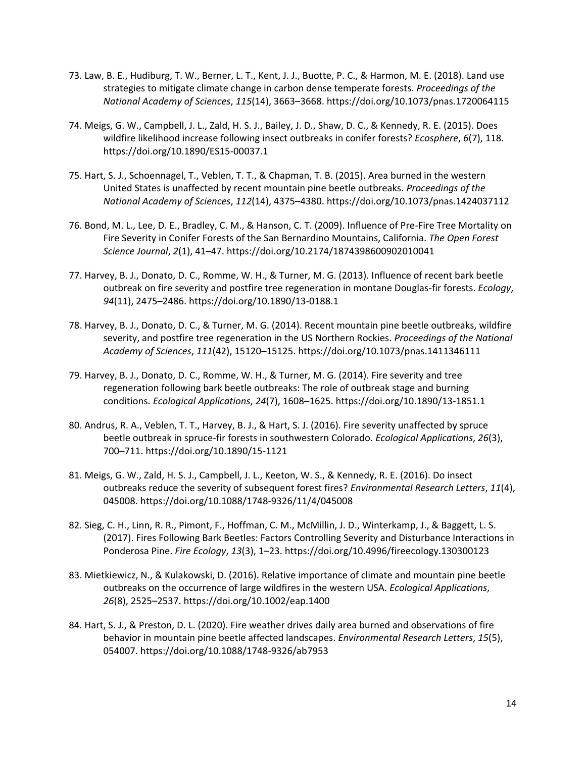73. Law, B. E., Hudiburg, T. W., Berner, L. T., Kent, J. J., Buotte, P. C., & Harmon, M. E. (2018). Land use strategies to mitigate climate change in carbon dense temperate forests. *Proceedings of the National Academy of Sciences*, *115*(14), 3663–3668. https://doi.org/10.1073/pnas.1720064115

74. Meigs, G. W., Campbell, J. L., Zald, H. S. J., Bailey, J. D., Shaw, D. C., & Kennedy, R. E. (2015). Does wildfire likelihood increase following insect outbreaks in conifer forests? *Ecosphere*, *6*(7), 118. https://doi.org/10.1890/ES15-00037.1

75. Hart, S. J., Schoennagel, T., Veblen, T. T., & Chapman, T. B. (2015). Area burned in the western United States is unaffected by recent mountain pine beetle outbreaks. *Proceedings of the National Academy of Sciences*, *112*(14), 4375–4380. https://doi.org/10.1073/pnas.1424037112

76. Bond, M. L., Lee, D. E., Bradley, C. M., & Hanson, C. T. (2009). Influence of Pre-Fire Tree Mortality on Fire Severity in Conifer Forests of the San Bernardino Mountains, California. *The Open Forest Science Journal*, *2*(1), 41–47. https://doi.org/10.2174/1874398600902010041

77. Harvey, B. J., Donato, D. C., Romme, W. H., & Turner, M. G. (2013). Influence of recent bark beetle outbreak on fire severity and postfire tree regeneration in montane Douglas-fir forests. *Ecology*, *94*(11), 2475–2486. https://doi.org/10.1890/13-0188.1

78. Harvey, B. J., Donato, D. C., & Turner, M. G. (2014). Recent mountain pine beetle outbreaks, wildfire severity, and postfire tree regeneration in the US Northern Rockies. *Proceedings of the National Academy of Sciences*, *111*(42), 15120–15125. https://doi.org/10.1073/pnas.1411346111

79. Harvey, B. J., Donato, D. C., Romme, W. H., & Turner, M. G. (2014). Fire severity and tree regeneration following bark beetle outbreaks: The role of outbreak stage and burning conditions. *Ecological Applications*, *24*(7), 1608–1625. https://doi.org/10.1890/13-1851.1

80. Andrus, R. A., Veblen, T. T., Harvey, B. J., & Hart, S. J. (2016). Fire severity unaffected by spruce beetle outbreak in spruce-fir forests in southwestern Colorado. *Ecological Applications*, *26*(3), 700–711. https://doi.org/10.1890/15-1121

81. Meigs, G. W., Zald, H. S. J., Campbell, J. L., Keeton, W. S., & Kennedy, R. E. (2016). Do insect outbreaks reduce the severity of subsequent forest fires? *Environmental Research Letters*, *11*(4), 045008. https://doi.org/10.1088/1748-9326/11/4/045008

82. Sieg, C. H., Linn, R. R., Pimont, F., Hoffman, C. M., McMillin, J. D., Winterkamp, J., & Baggett, L. S. (2017). Fires Following Bark Beetles: Factors Controlling Severity and Disturbance Interactions in Ponderosa Pine. *Fire Ecology*, *13*(3), 1–23. https://doi.org/10.4996/fireecology.130300123

83. Mietkiewicz, N., & Kulakowski, D. (2016). Relative importance of climate and mountain pine beetle outbreaks on the occurrence of large wildfires in the western USA. *Ecological Applications*, *26*(8), 2525–2537. https://doi.org/10.1002/eap.1400

84. Hart, S. J., & Preston, D. L. (2020). Fire weather drives daily area burned and observations of fire behavior in mountain pine beetle affected landscapes. *Environmental Research Letters*, *15*(5), 054007. https://doi.org/10.1088/1748-9326/ab7953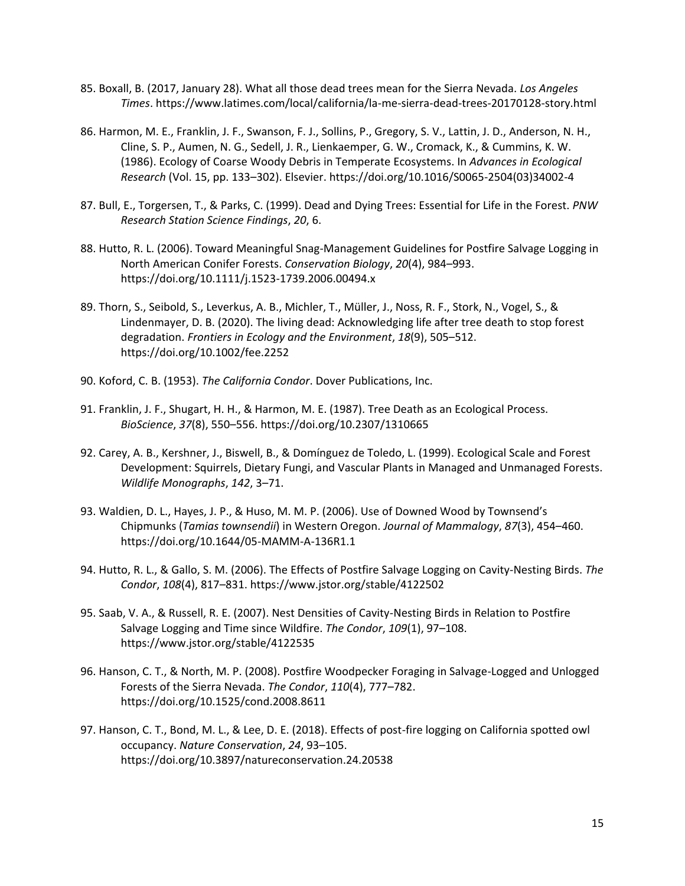85. Boxall, B. (2017, January 28). What all those dead trees mean for the Sierra Nevada. *Los Angeles Times*. https://www.latimes.com/local/california/la-me-sierra-dead-trees-20170128-story.html

86. Harmon, M. E., Franklin, J. F., Swanson, F. J., Sollins, P., Gregory, S. V., Lattin, J. D., Anderson, N. H., Cline, S. P., Aumen, N. G., Sedell, J. R., Lienkaemper, G. W., Cromack, K., & Cummins, K. W. (1986). Ecology of Coarse Woody Debris in Temperate Ecosystems. In *Advances in Ecological Research* (Vol. 15, pp. 133–302). Elsevier. https://doi.org/10.1016/S0065-2504(03)34002-4

87. Bull, E., Torgersen, T., & Parks, C. (1999). Dead and Dying Trees: Essential for Life in the Forest. *PNW Research Station Science Findings*, *20*, 6.

88. Hutto, R. L. (2006). Toward Meaningful Snag-Management Guidelines for Postfire Salvage Logging in North American Conifer Forests. *Conservation Biology*, *20*(4), 984–993. https://doi.org/10.1111/j.1523-1739.2006.00494.x

89. Thorn, S., Seibold, S., Leverkus, A. B., Michler, T., Müller, J., Noss, R. F., Stork, N., Vogel, S., & Lindenmayer, D. B. (2020). The living dead: Acknowledging life after tree death to stop forest degradation. *Frontiers in Ecology and the Environment*, *18*(9), 505–512. https://doi.org/10.1002/fee.2252

90. Koford, C. B. (1953). *The California Condor*. Dover Publications, Inc.

91. Franklin, J. F., Shugart, H. H., & Harmon, M. E. (1987). Tree Death as an Ecological Process. *BioScience*, *37*(8), 550–556. https://doi.org/10.2307/1310665

92. Carey, A. B., Kershner, J., Biswell, B., & Domínguez de Toledo, L. (1999). Ecological Scale and Forest Development: Squirrels, Dietary Fungi, and Vascular Plants in Managed and Unmanaged Forests. *Wildlife Monographs*, *142*, 3–71.

93. Waldien, D. L., Hayes, J. P., & Huso, M. M. P. (2006). Use of Downed Wood by Townsend's Chipmunks (*Tamias townsendii*) in Western Oregon. *Journal of Mammalogy*, *87*(3), 454–460. https://doi.org/10.1644/05-MAMM-A-136R1.1

94. Hutto, R. L., & Gallo, S. M. (2006). The Effects of Postfire Salvage Logging on Cavity-Nesting Birds. *The Condor*, *108*(4), 817–831. https://www.jstor.org/stable/4122502

95. Saab, V. A., & Russell, R. E. (2007). Nest Densities of Cavity-Nesting Birds in Relation to Postfire Salvage Logging and Time since Wildfire. *The Condor*, *109*(1), 97–108. https://www.jstor.org/stable/4122535

96. Hanson, C. T., & North, M. P. (2008). Postfire Woodpecker Foraging in Salvage-Logged and Unlogged Forests of the Sierra Nevada. *The Condor*, *110*(4), 777–782. https://doi.org/10.1525/cond.2008.8611

97. Hanson, C. T., Bond, M. L., & Lee, D. E. (2018). Effects of post-fire logging on California spotted owl occupancy. *Nature Conservation*, *24*, 93–105. https://doi.org/10.3897/natureconservation.24.20538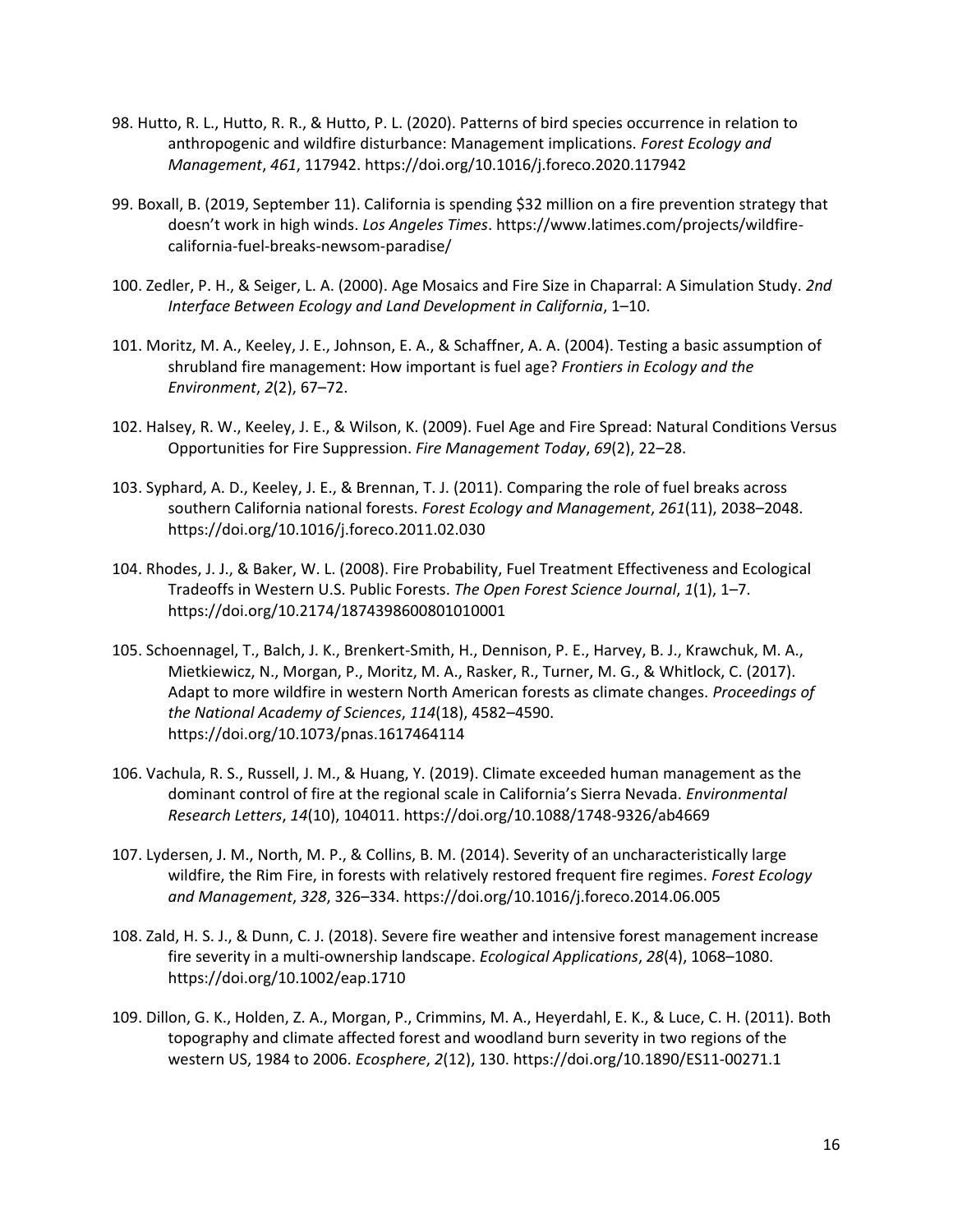98. Hutto, R. L., Hutto, R. R., & Hutto, P. L. (2020). Patterns of bird species occurrence in relation to anthropogenic and wildfire disturbance: Management implications. *Forest Ecology and Management*, *461*, 117942. https://doi.org/10.1016/j.foreco.2020.117942

99. Boxall, B. (2019, September 11). California is spending $32 million on a fire prevention strategy that doesn't work in high winds. *Los Angeles Times*. https://www.latimes.com/projects/wildfire-california-fuel-breaks-newsom-paradise/

100. Zedler, P. H., & Seiger, L. A. (2000). Age Mosaics and Fire Size in Chaparral: A Simulation Study. *2nd Interface Between Ecology and Land Development in California*, 1–10.

101. Moritz, M. A., Keeley, J. E., Johnson, E. A., & Schaffner, A. A. (2004). Testing a basic assumption of shrubland fire management: How important is fuel age? *Frontiers in Ecology and the Environment*, *2*(2), 67–72.

102. Halsey, R. W., Keeley, J. E., & Wilson, K. (2009). Fuel Age and Fire Spread: Natural Conditions Versus Opportunities for Fire Suppression. *Fire Management Today*, *69*(2), 22–28.

103. Syphard, A. D., Keeley, J. E., & Brennan, T. J. (2011). Comparing the role of fuel breaks across southern California national forests. *Forest Ecology and Management*, *261*(11), 2038–2048. https://doi.org/10.1016/j.foreco.2011.02.030

104. Rhodes, J. J., & Baker, W. L. (2008). Fire Probability, Fuel Treatment Effectiveness and Ecological Tradeoffs in Western U.S. Public Forests. *The Open Forest Science Journal*, *1*(1), 1–7. https://doi.org/10.2174/1874398600801010001

105. Schoennagel, T., Balch, J. K., Brenkert-Smith, H., Dennison, P. E., Harvey, B. J., Krawchuk, M. A., Mietkiewicz, N., Morgan, P., Moritz, M. A., Rasker, R., Turner, M. G., & Whitlock, C. (2017). Adapt to more wildfire in western North American forests as climate changes. *Proceedings of the National Academy of Sciences*, *114*(18), 4582–4590. https://doi.org/10.1073/pnas.1617464114

106. Vachula, R. S., Russell, J. M., & Huang, Y. (2019). Climate exceeded human management as the dominant control of fire at the regional scale in California's Sierra Nevada. *Environmental Research Letters*, *14*(10), 104011. https://doi.org/10.1088/1748-9326/ab4669

107. Lydersen, J. M., North, M. P., & Collins, B. M. (2014). Severity of an uncharacteristically large wildfire, the Rim Fire, in forests with relatively restored frequent fire regimes. *Forest Ecology and Management*, *328*, 326–334. https://doi.org/10.1016/j.foreco.2014.06.005

108. Zald, H. S. J., & Dunn, C. J. (2018). Severe fire weather and intensive forest management increase fire severity in a multi-ownership landscape. *Ecological Applications*, *28*(4), 1068–1080. https://doi.org/10.1002/eap.1710

109. Dillon, G. K., Holden, Z. A., Morgan, P., Crimmins, M. A., Heyerdahl, E. K., & Luce, C. H. (2011). Both topography and climate affected forest and woodland burn severity in two regions of the western US, 1984 to 2006. *Ecosphere*, *2*(12), 130. https://doi.org/10.1890/ES11-00271.1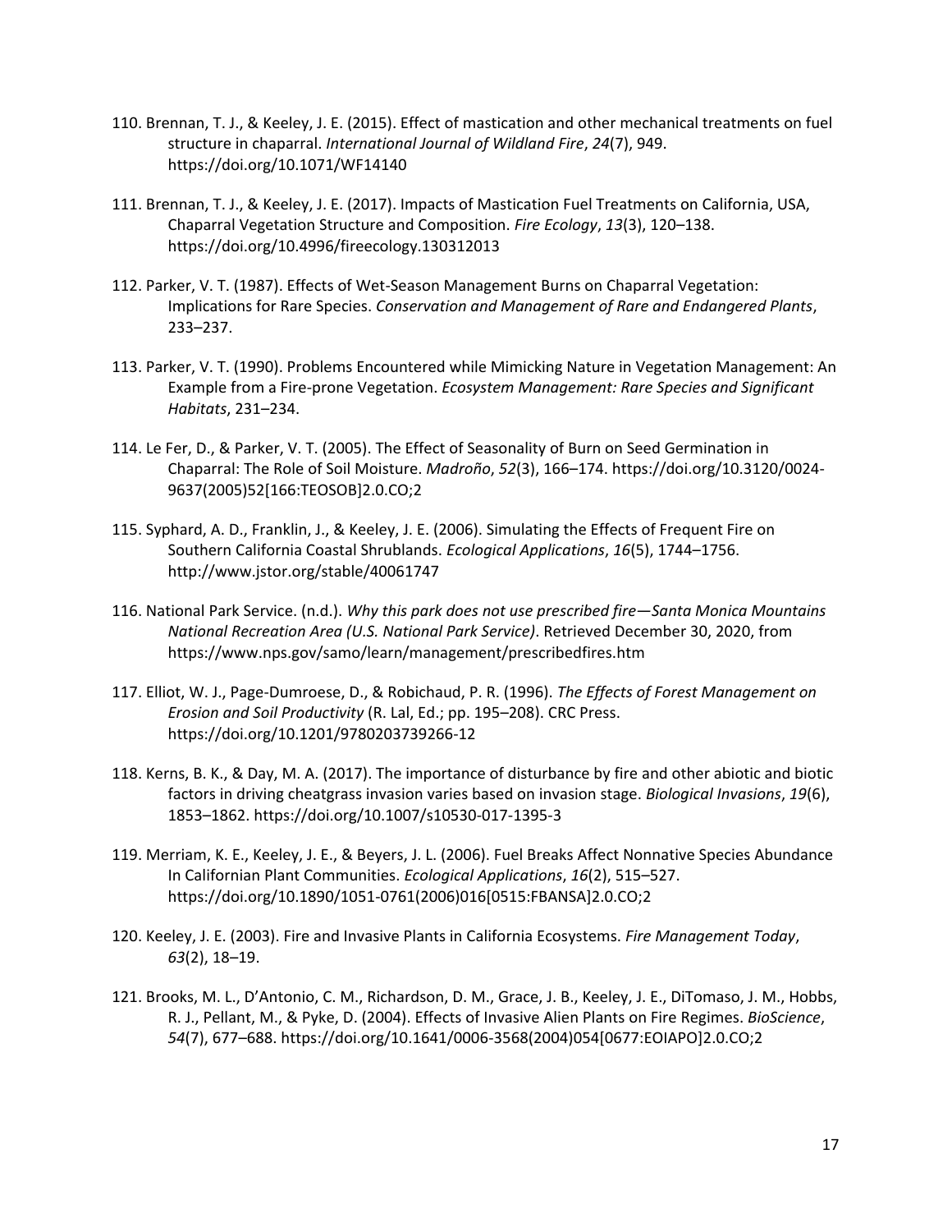110. Brennan, T. J., & Keeley, J. E. (2015). Effect of mastication and other mechanical treatments on fuel structure in chaparral. *International Journal of Wildland Fire*, *24*(7), 949. https://doi.org/10.1071/WF14140

111. Brennan, T. J., & Keeley, J. E. (2017). Impacts of Mastication Fuel Treatments on California, USA, Chaparral Vegetation Structure and Composition. *Fire Ecology*, *13*(3), 120–138. https://doi.org/10.4996/fireecology.130312013

112. Parker, V. T. (1987). Effects of Wet-Season Management Burns on Chaparral Vegetation: Implications for Rare Species. *Conservation and Management of Rare and Endangered Plants*, 233–237.

113. Parker, V. T. (1990). Problems Encountered while Mimicking Nature in Vegetation Management: An Example from a Fire-prone Vegetation. *Ecosystem Management: Rare Species and Significant Habitats*, 231–234.

114. Le Fer, D., & Parker, V. T. (2005). The Effect of Seasonality of Burn on Seed Germination in Chaparral: The Role of Soil Moisture. *Madroño*, *52*(3), 166–174. https://doi.org/10.3120/0024-9637(2005)52[166:TEOSOB]2.0.CO;2

115. Syphard, A. D., Franklin, J., & Keeley, J. E. (2006). Simulating the Effects of Frequent Fire on Southern California Coastal Shrublands. *Ecological Applications*, *16*(5), 1744–1756. http://www.jstor.org/stable/40061747

116. National Park Service. (n.d.). *Why this park does not use prescribed fire—Santa Monica Mountains National Recreation Area (U.S. National Park Service)*. Retrieved December 30, 2020, from https://www.nps.gov/samo/learn/management/prescribedfires.htm

117. Elliot, W. J., Page-Dumroese, D., & Robichaud, P. R. (1996). *The Effects of Forest Management on Erosion and Soil Productivity* (R. Lal, Ed.; pp. 195–208). CRC Press. https://doi.org/10.1201/9780203739266-12

118. Kerns, B. K., & Day, M. A. (2017). The importance of disturbance by fire and other abiotic and biotic factors in driving cheatgrass invasion varies based on invasion stage. *Biological Invasions*, *19*(6), 1853–1862. https://doi.org/10.1007/s10530-017-1395-3

119. Merriam, K. E., Keeley, J. E., & Beyers, J. L. (2006). Fuel Breaks Affect Nonnative Species Abundance In Californian Plant Communities. *Ecological Applications*, *16*(2), 515–527. https://doi.org/10.1890/1051-0761(2006)016[0515:FBANSA]2.0.CO;2

120. Keeley, J. E. (2003). Fire and Invasive Plants in California Ecosystems. *Fire Management Today*, *63*(2), 18–19.

121. Brooks, M. L., D'Antonio, C. M., Richardson, D. M., Grace, J. B., Keeley, J. E., DiTomaso, J. M., Hobbs, R. J., Pellant, M., & Pyke, D. (2004). Effects of Invasive Alien Plants on Fire Regimes. *BioScience*, *54*(7), 677–688. https://doi.org/10.1641/0006-3568(2004)054[0677:EOIAPO]2.0.CO;2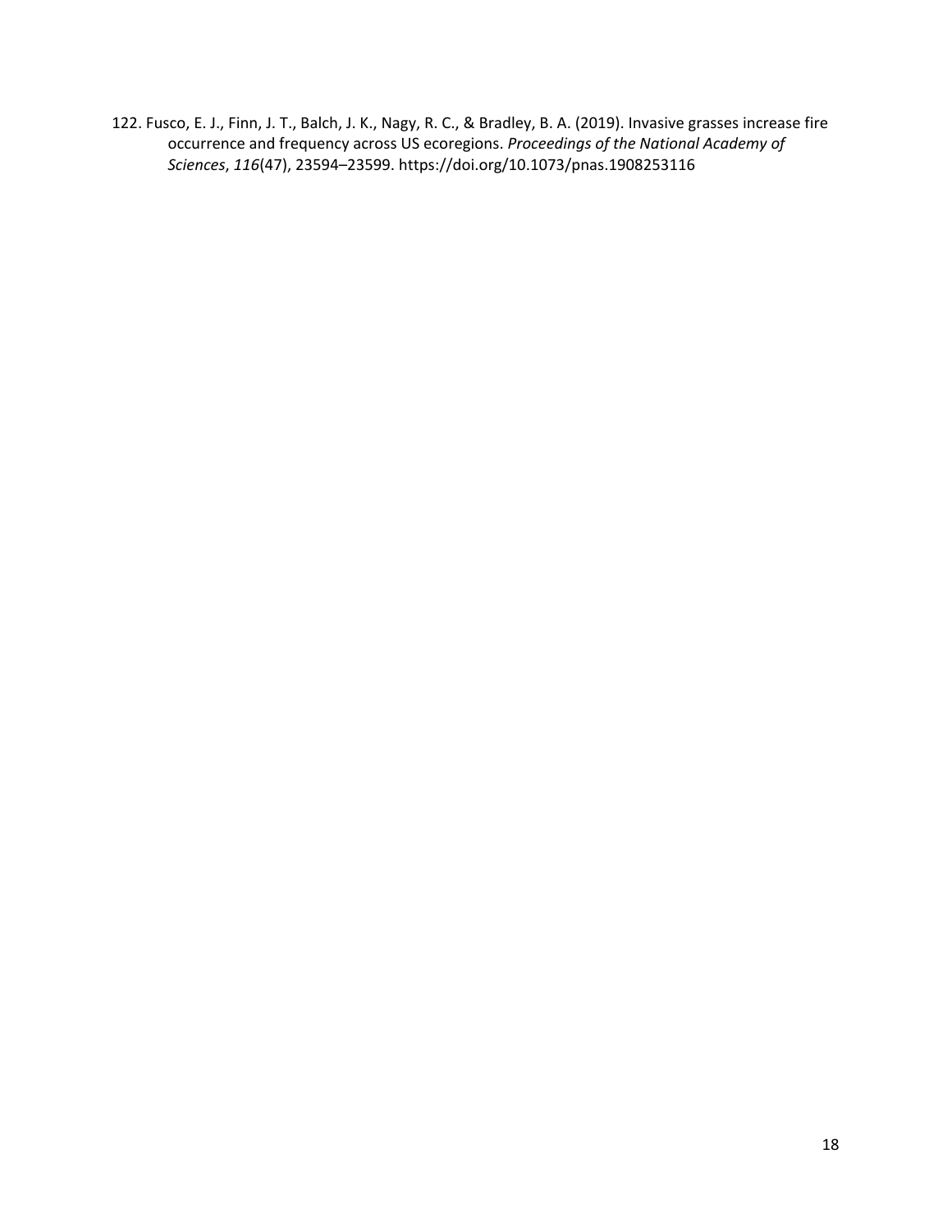122. Fusco, E. J., Finn, J. T., Balch, J. K., Nagy, R. C., & Bradley, B. A. (2019). Invasive grasses increase fire occurrence and frequency across US ecoregions. *Proceedings of the National Academy of Sciences*, *116*(47), 23594–23599. https://doi.org/10.1073/pnas.1908253116